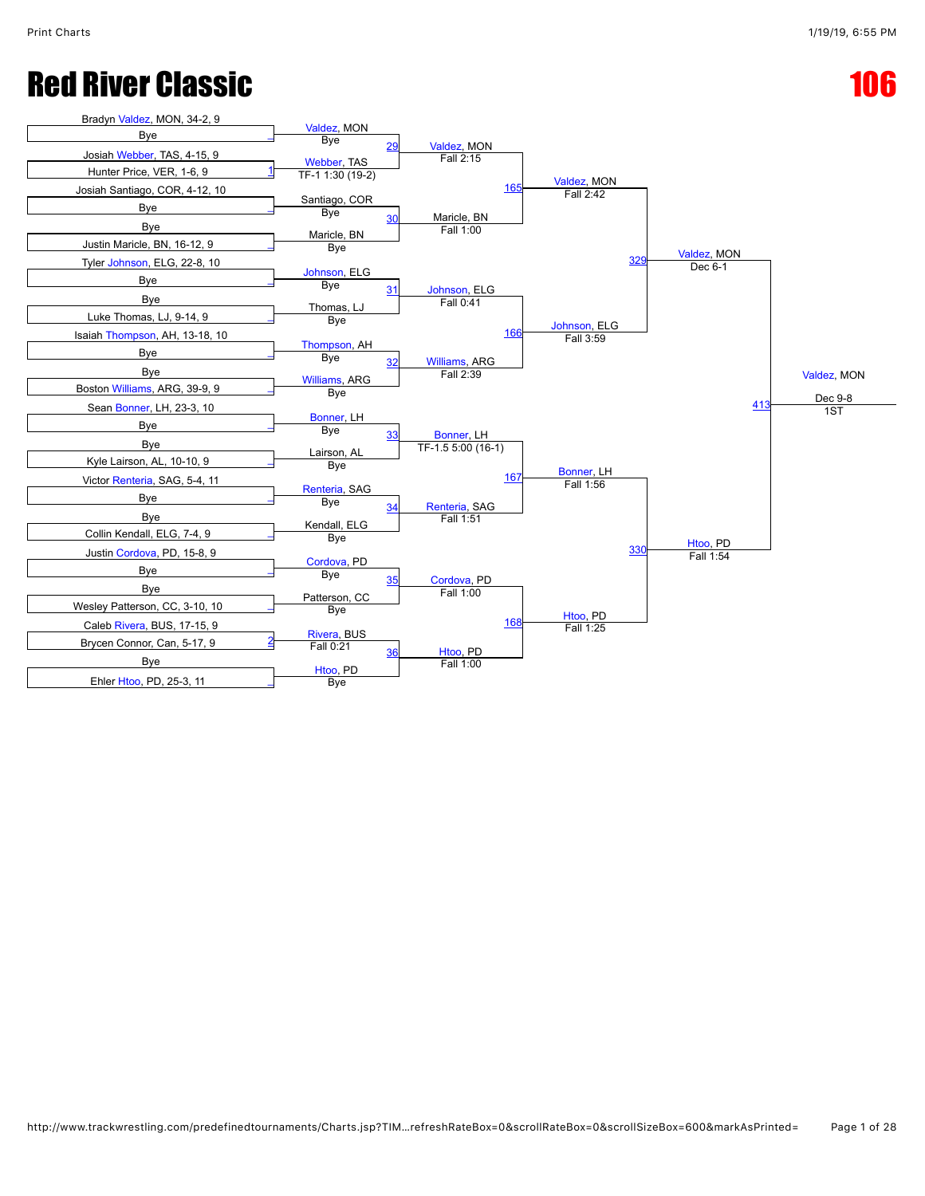# Red River Classic

# 106

Bradyn Valdez, MON, 34-2, 9
Bye

Josiah Webber, TAS, 4-15, 9
Hunter Price, VER, 1-6, 9

Josiah Santiago, COR, 4-12, 10
Bye

Bye
Justin Maricle, BN, 16-12, 9

Tyler Johnson, ELG, 22-8, 10
Bye

Bye
Luke Thomas, LJ, 9-14, 9

Isaiah Thompson, AH, 13-18, 10
Bye

Bye
Boston Williams, ARG, 39-9, 9

Sean Bonner, LH, 23-3, 10
Bye

Bye
Kyle Lairson, AL, 10-10, 9

Victor Renteria, SAG, 5-4, 11
Bye

Bye
Collin Kendall, ELG, 7-4, 9

Justin Cordova, PD, 15-8, 9
Bye

Bye
Wesley Patterson, CC, 3-10, 10

Caleb Rivera, BUS, 17-15, 9
Brycen Connor, Can, 5-17, 9

Bye
Ehler Htoo, PD, 25-3, 11

**Round 1**

- 1: Webber, TAS — TF-1 1:30 (19-2)
- 2: Rivera, BUS — Fall 0:21
- Valdez, MON — Bye
- Santiago, COR — Bye
- Maricle, BN — Bye
- Johnson, ELG — Bye
- Thomas, LJ — Bye
- Thompson, AH — Bye
- Williams, ARG — Bye
- Bonner, LH — Bye
- Lairson, AL — Bye
- Renteria, SAG — Bye
- Kendall, ELG — Bye
- Cordova, PD — Bye
- Patterson, CC — Bye
- Htoo, PD — Bye

**Round 2**

- 29: Valdez, MON — Fall 2:15
- 30: Maricle, BN — Fall 1:00
- 31: Johnson, ELG — Fall 0:41
- 32: Williams, ARG — Fall 2:39
- 33: Bonner, LH — TF-1.5 5:00 (16-1)
- 34: Renteria, SAG — Fall 1:51
- 35: Cordova, PD — Fall 1:00
- 36: Htoo, PD — Fall 1:00

**Quarterfinals**

- 165: Valdez, MON — Fall 2:42
- 166: Johnson, ELG — Fall 3:59
- 167: Bonner, LH — Fall 1:56
- 168: Htoo, PD — Fall 1:25

**Semifinals**

- 329: Valdez, MON — Dec 6-1
- 330: Htoo, PD — Fall 1:54

**Final**

- 413: Valdez, MON — Dec 9-8 — 1ST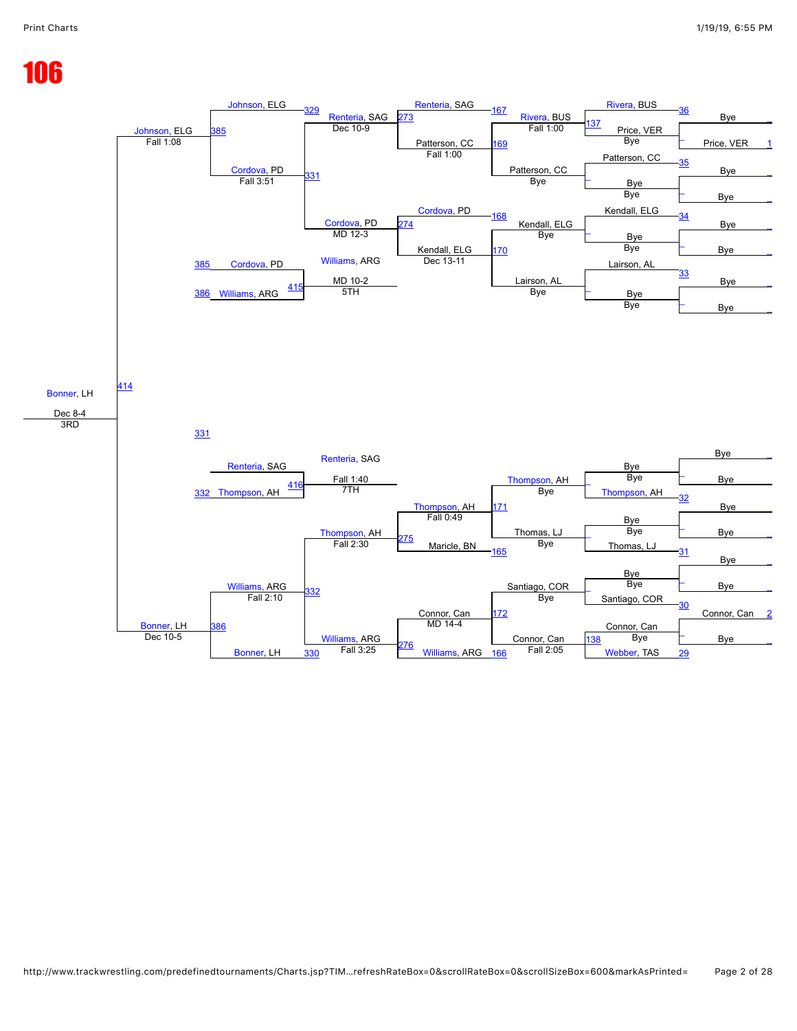# 106

Johnson, ELG
329
Renteria, SAG
Dec 10-9
273
Renteria, SAG
167
Rivera, BUS
Fall 1:00
137
Rivera, BUS
36
Bye

Price, VER
Bye
Price, VER
1

Patterson, CC
Fall 1:00
169
Patterson, CC
Bye
Patterson, CC
35
Bye

Bye
Bye
Bye

Johnson, ELG
Fall 1:08
385

Cordova, PD
Fall 3:51
331

Cordova, PD
MD 12-3
274
Cordova, PD
168
Kendall, ELG
Bye
Kendall, ELG
34
Bye

Bye
Bye
Bye

Kendall, ELG
Dec 13-11
170
Lairson, AL
Bye
Lairson, AL
33
Bye

Bye
Bye
Bye

385 Cordova, PD
386 Williams, ARG
415
Williams, ARG
MD 10-2
5TH

Bonner, LH
414
Dec 8-4
3RD

331

Renteria, SAG
332 Thompson, AH
416
Renteria, SAG
Fall 1:40
7TH

Bye
Bye
Bye

Thompson, AH
Bye
Thompson, AH
32
Bye

Bye

Thompson, AH
Fall 0:49
171
Thomas, LJ
Bye
Bye
Bye
Thomas, LJ
31
Bye

Thompson, AH
Fall 2:30
275
Maricle, BN
165

Bye
Bye

Williams, ARG
Fall 2:10
332
Santiago, COR
Bye
Santiago, COR
30
Connor, Can
2

Connor, Can
MD 14-4
172
Connor, Can
Fall 2:05
138
Connor, Can
Bye
Webber, TAS
29
Bye

Bonner, LH
Dec 10-5
386
Bonner, LH
330
Williams, ARG
Fall 3:25
276
Williams, ARG
166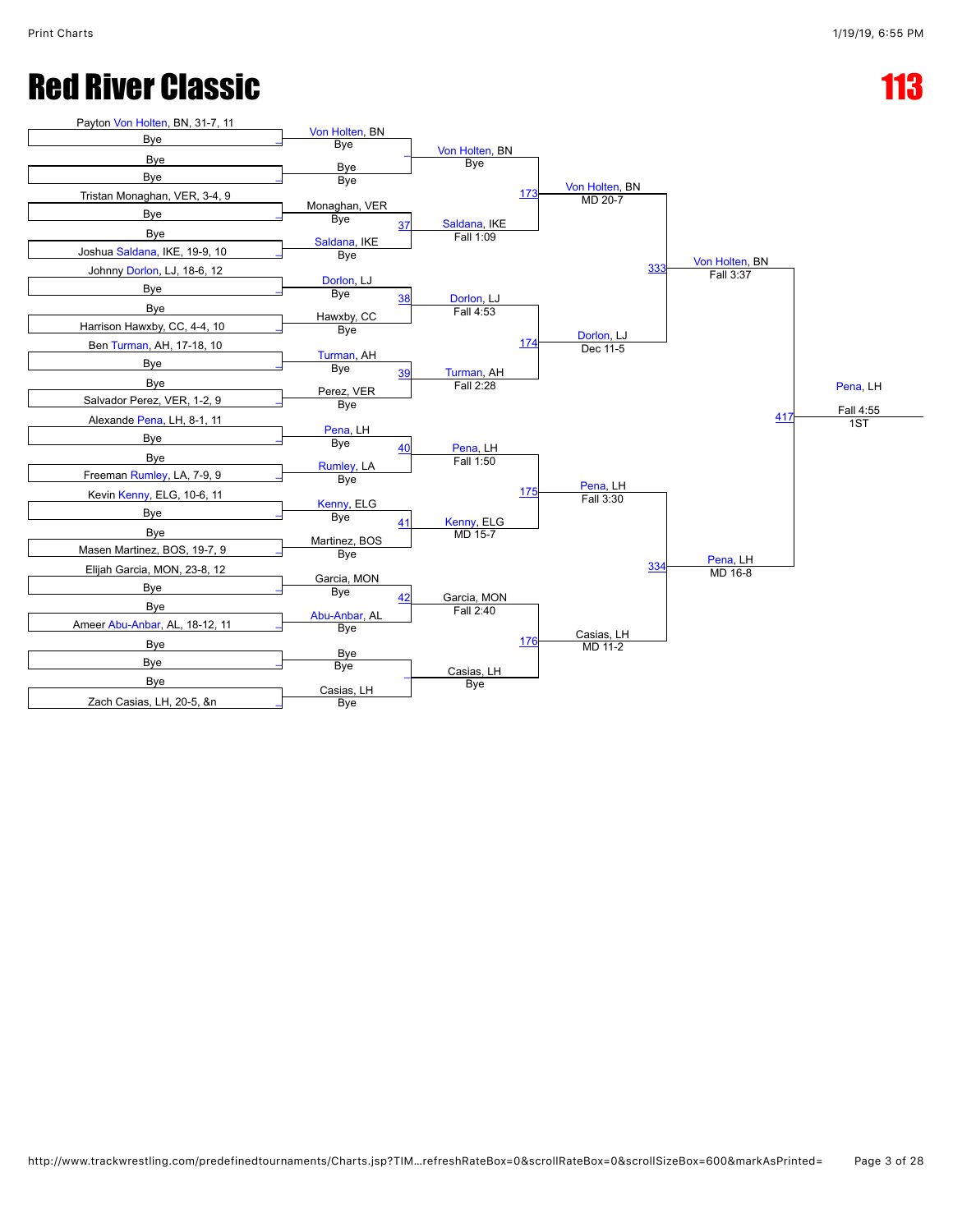# Red River Classic

# 113

Payton Von Holten, BN, 31-7, 11
Bye
Bye
Bye
Tristan Monaghan, VER, 3-4, 9
Bye
Bye
Joshua Saldana, IKE, 19-9, 10
Johnny Dorlon, LJ, 18-6, 12
Bye
Bye
Harrison Hawxby, CC, 4-4, 10
Ben Turman, AH, 17-18, 10
Bye
Bye
Salvador Perez, VER, 1-2, 9
Alexande Pena, LH, 8-1, 11
Bye
Bye
Freeman Rumley, LA, 7-9, 9
Kevin Kenny, ELG, 10-6, 11
Bye
Bye
Masen Martinez, BOS, 19-7, 9
Elijah Garcia, MON, 23-8, 12
Bye
Bye
Ameer Abu-Anbar, AL, 18-12, 11
Bye
Bye
Bye
Zach Casias, LH, 20-5, &n

Von Holten, BN
Bye
Bye
Bye
Monaghan, VER
Bye
37
Saldana, IKE
Bye
Dorlon, LJ
Bye
38
Hawxby, CC
Bye
Turman, AH
Bye
39
Perez, VER
Bye
Pena, LH
Bye
40
Rumley, LA
Bye
Kenny, ELG
Bye
41
Martinez, BOS
Bye
Garcia, MON
Bye
42
Abu-Anbar, AL
Bye
Bye
Bye
Casias, LH
Bye

Von Holten, BN
Bye
173
Saldana, IKE
Fall 1:09
Dorlon, LJ
Fall 4:53
174
Turman, AH
Fall 2:28
Pena, LH
Fall 1:50
175
Kenny, ELG
MD 15-7
Garcia, MON
Fall 2:40
176
Casias, LH
Bye

Von Holten, BN
MD 20-7
333
Dorlon, LJ
Dec 11-5
Pena, LH
Fall 3:30
334
Casias, LH
MD 11-2

Von Holten, BN
Fall 3:37
417
Pena, LH
MD 16-8

Pena, LH
Fall 4:55
1ST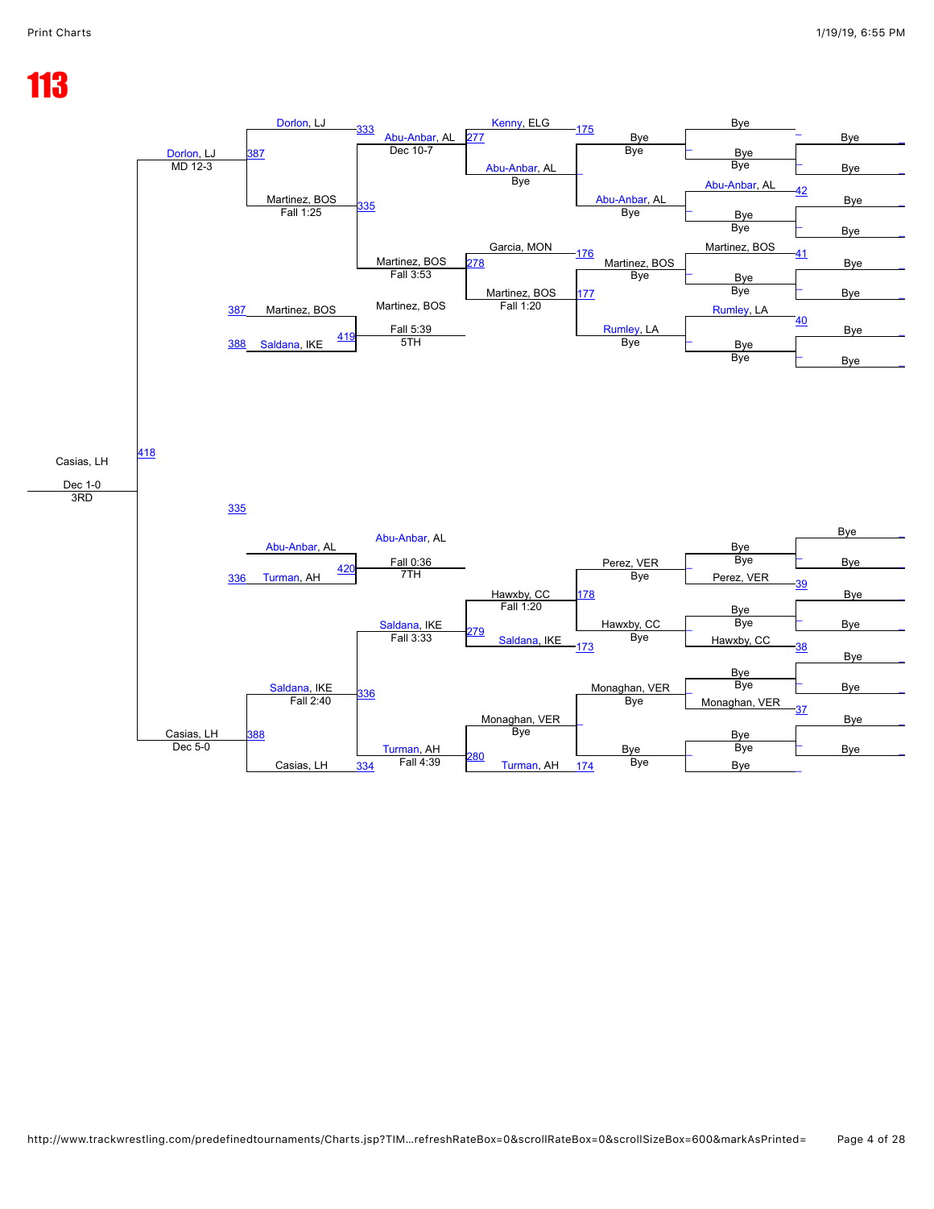# 113

Dorlon, LJ
333
Abu-Anbar, AL
Dec 10-7
277
Kenny, ELG
175
Bye
Bye
Bye
Bye
Bye
Bye

Dorlon, LJ
MD 12-3
387

Abu-Anbar, AL
Bye

Abu-Anbar, AL
Bye
Abu-Anbar, AL
42
Bye
Bye
Bye
Bye

Martinez, BOS
Fall 1:25
335

Garcia, MON
176
Martinez, BOS
Bye
Martinez, BOS
41
Bye
Bye
Bye
Bye

Martinez, BOS
Fall 3:53
278

Martinez, BOS
Fall 1:20
177

387 Martinez, BOS
Martinez, BOS

Rumley, LA
Bye
Rumley, LA
40
Bye
Bye
Bye
Bye

388 Saldana, IKE
419
Fall 5:39
5TH

Casias, LH
418
Dec 1-0
3RD

335

Abu-Anbar, AL
Abu-Anbar, AL
420
Fall 0:36
7TH
336 Turman, AH

Bye
Bye
Bye
Bye
Perez, VER
Bye
Perez, VER
39

Hawxby, CC
Fall 1:20
178
Bye
Bye
Bye
Bye
Hawxby, CC
Bye
Hawxby, CC
38

Saldana, IKE
Fall 3:33
279
Saldana, IKE
173

Bye
Bye
Bye
Bye
Monaghan, VER
Bye
Monaghan, VER
37

Saldana, IKE
Fall 2:40
336

Monaghan, VER
Bye

Casias, LH
Dec 5-0
388
Casias, LH
334
Turman, AH
Fall 4:39
280
Turman, AH
174
Bye
Bye
Bye
Bye
Bye
Bye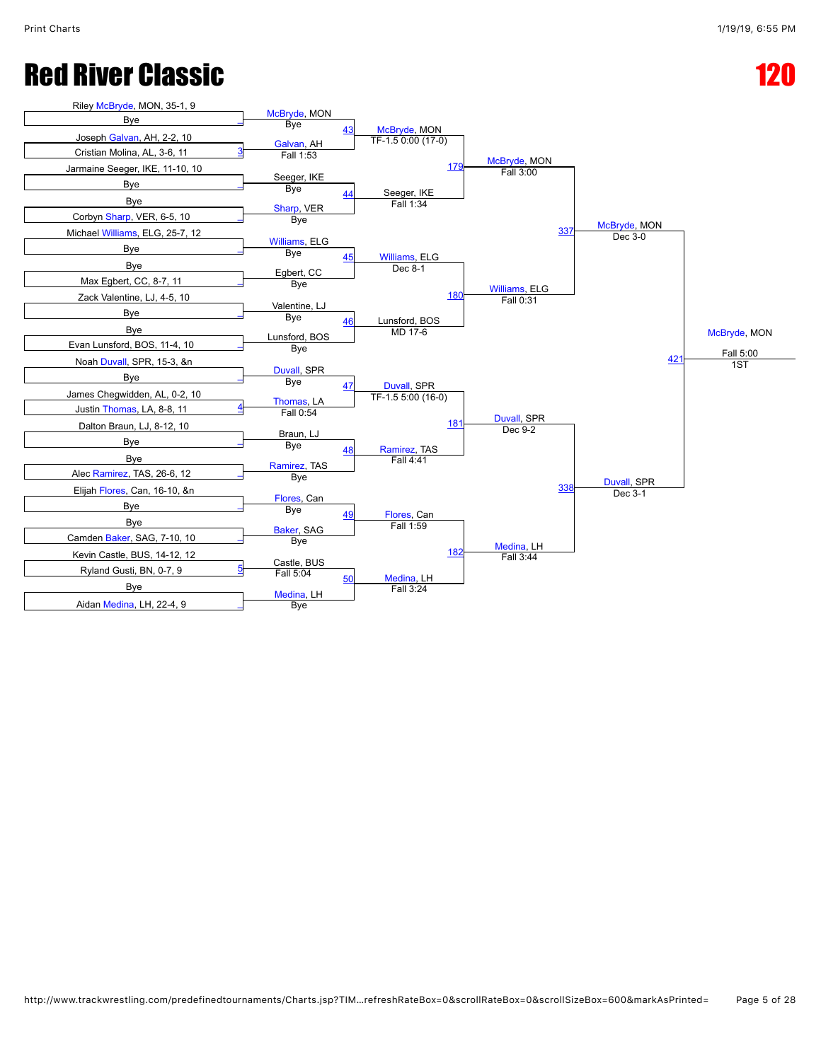# Red River Classic

# 120

Riley McBryde, MON, 35-1, 9
Bye
Joseph Galvan, AH, 2-2, 10
Cristian Molina, AL, 3-6, 11
Jarmaine Seeger, IKE, 11-10, 10
Bye
Bye
Corbyn Sharp, VER, 6-5, 10
Michael Williams, ELG, 25-7, 12
Bye
Bye
Max Egbert, CC, 8-7, 11
Zack Valentine, LJ, 4-5, 10
Bye
Bye
Evan Lunsford, BOS, 11-4, 10
Noah Duvall, SPR, 15-3, &n
Bye
James Chegwidden, AL, 0-2, 10
Justin Thomas, LA, 8-8, 11
Dalton Braun, LJ, 8-12, 10
Bye
Bye
Alec Ramirez, TAS, 26-6, 12
Elijah Flores, Can, 16-10, &n
Bye
Bye
Camden Baker, SAG, 7-10, 10
Kevin Castle, BUS, 14-12, 12
Ryland Gusti, BN, 0-7, 9
Bye
Aidan Medina, LH, 22-4, 9

3
4
5

McBryde, MON
Bye
Galvan, AH
Fall 1:53
Seeger, IKE
Bye
Sharp, VER
Bye
Williams, ELG
Bye
Egbert, CC
Bye
Valentine, LJ
Bye
Lunsford, BOS
Bye
Duvall, SPR
Bye
Thomas, LA
Fall 0:54
Braun, LJ
Bye
Ramirez, TAS
Bye
Flores, Can
Bye
Baker, SAG
Bye
Castle, BUS
Fall 5:04
Medina, LH
Bye

43
44
45
46
47
48
49
50

McBryde, MON
TF-1.5 0:00 (17-0)
Seeger, IKE
Fall 1:34
Williams, ELG
Dec 8-1
Lunsford, BOS
MD 17-6
Duvall, SPR
TF-1.5 5:00 (16-0)
Ramirez, TAS
Fall 4:41
Flores, Can
Fall 1:59
Medina, LH
Fall 3:24

179
180
181
182

McBryde, MON
Fall 3:00
Williams, ELG
Fall 0:31
Duvall, SPR
Dec 9-2
Medina, LH
Fall 3:44

337
338

McBryde, MON
Dec 3-0
Duvall, SPR
Dec 3-1

421

McBryde, MON
Fall 5:00
1ST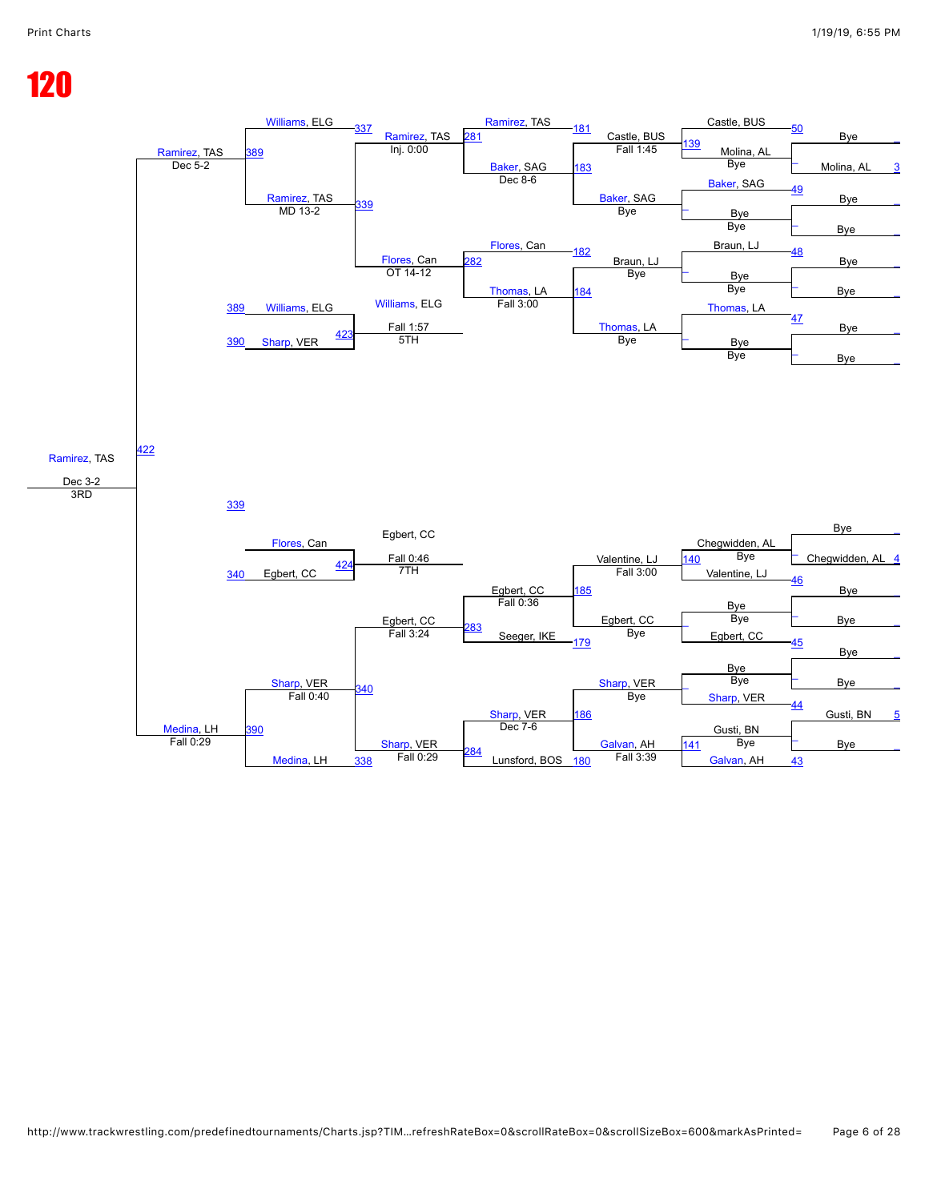# 120

Williams, ELG
337
Ramirez, TAS
Inj. 0:00
281
Ramirez, TAS
181
Castle, BUS
Fall 1:45
139
Castle, BUS
50
Bye
Molina, AL
Bye
Molina, AL
3
Ramirez, TAS
Dec 5-2
389
Baker, SAG
Dec 8-6
183
Baker, SAG
Bye
Baker, SAG
49
Bye
Bye
Bye
Bye
Ramirez, TAS
MD 13-2
339
Flores, Can
182
Braun, LJ
Bye
Braun, LJ
48
Bye
Bye
Bye
Bye
Flores, Can
OT 14-12
282
Thomas, LA
Fall 3:00
184
389
Williams, ELG
Williams, ELG
Thomas, LA
47
Bye
Fall 1:57
5TH
Thomas, LA
Bye
Bye
Bye
Bye
390
Sharp, VER
423

Ramirez, TAS
422
Dec 3-2
3RD

339

Egbert, CC
Chegwidden, AL
Bye
Flores, Can
Fall 0:46
7TH
Valentine, LJ
Fall 3:00
140
Bye
Chegwidden, AL
4
340
Egbert, CC
424
Valentine, LJ
46
Egbert, CC
Fall 0:36
185
Bye
Bye
Bye
Egbert, CC
Fall 3:24
283
Egbert, CC
Bye
Egbert, CC
45
Seeger, IKE
179
Bye
Bye
Bye
Sharp, VER
Fall 0:40
340
Sharp, VER
Bye
Sharp, VER
44
Sharp, VER
Dec 7-6
186
Gusti, BN
5
Medina, LH
Fall 0:29
390
Sharp, VER
Fall 0:29
284
Galvan, AH
Fall 3:39
141
Gusti, BN
Bye
Bye
Medina, LH
338
Lunsford, BOS
180
Galvan, AH
43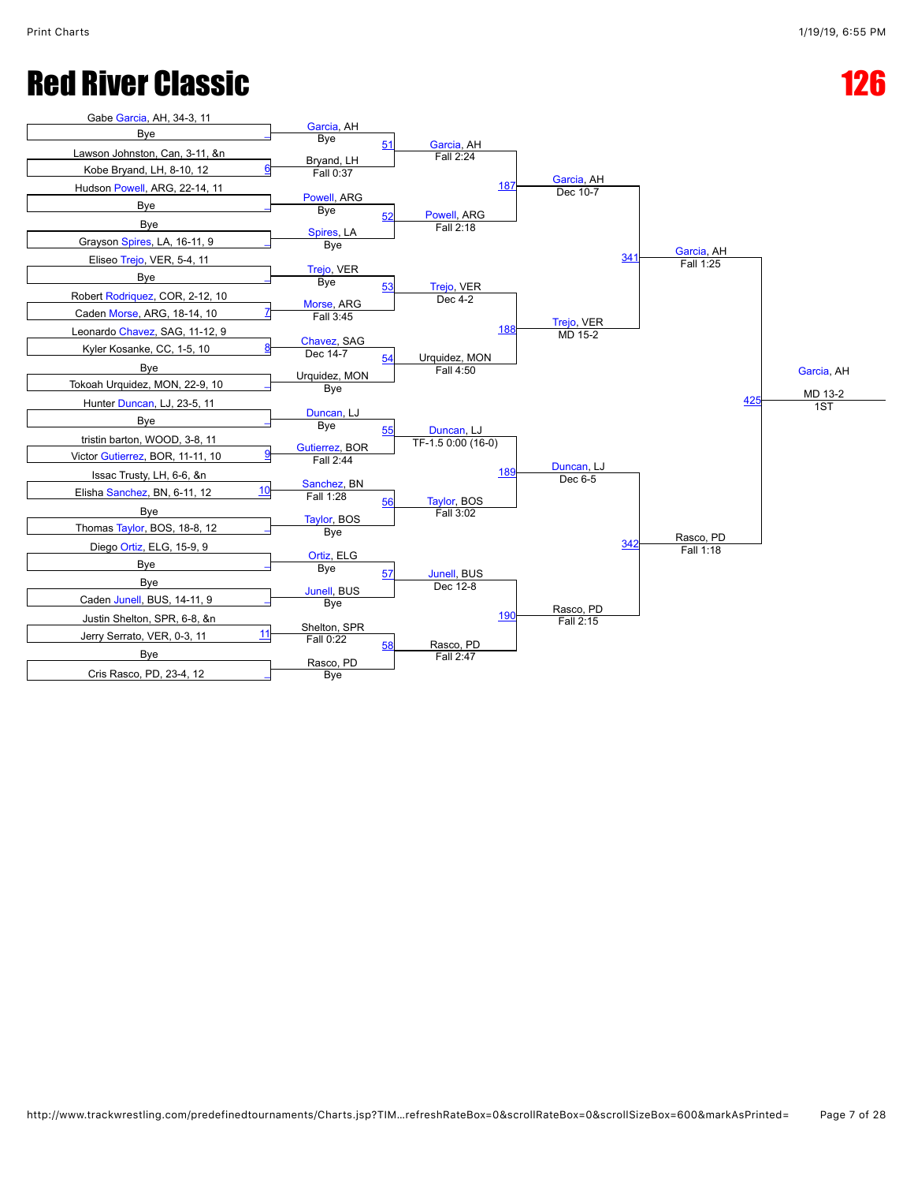# Red River Classic

# 126

Gabe Garcia, AH, 34-3, 11
Bye
Lawson Johnston, Can, 3-11, &n
Kobe Bryand, LH, 8-10, 12
Hudson Powell, ARG, 22-14, 11
Bye
Bye
Grayson Spires, LA, 16-11, 9
Eliseo Trejo, VER, 5-4, 11
Bye
Robert Rodriquez, COR, 2-12, 10
Caden Morse, ARG, 18-14, 10
Leonardo Chavez, SAG, 11-12, 9
Kyler Kosanke, CC, 1-5, 10
Bye
Tokoah Urquidez, MON, 22-9, 10
Hunter Duncan, LJ, 23-5, 11
Bye
tristin barton, WOOD, 3-8, 11
Victor Gutierrez, BOR, 11-11, 10
Issac Trusty, LH, 6-6, &n
Elisha Sanchez, BN, 6-11, 12
Bye
Thomas Taylor, BOS, 18-8, 12
Diego Ortiz, ELG, 15-9, 9
Bye
Bye
Caden Junell, BUS, 14-11, 9
Justin Shelton, SPR, 6-8, &n
Jerry Serrato, VER, 0-3, 11
Bye
Cris Rasco, PD, 23-4, 12

6 Garcia, AH Bye
Bryand, LH Fall 0:37
7 Powell, ARG Bye
Spires, LA Bye
8 Trejo, VER Bye
Morse, ARG Fall 3:45
9 Chavez, SAG Dec 14-7
Urquidez, MON Bye
10 Duncan, LJ Bye
Gutierrez, BOR Fall 2:44
11 Sanchez, BN Fall 1:28
Taylor, BOS Bye
Ortiz, ELG Bye
Junell, BUS Bye
Shelton, SPR Fall 0:22
Rasco, PD Bye

51 Garcia, AH Fall 2:24
52 Powell, ARG Fall 2:18
53 Trejo, VER Dec 4-2
54 Urquidez, MON Fall 4:50
55 Duncan, LJ TF-1.5 0:00 (16-0)
56 Taylor, BOS Fall 3:02
57 Junell, BUS Dec 12-8
58 Rasco, PD Fall 2:47

187 Garcia, AH Dec 10-7
188 Trejo, VER MD 15-2
189 Duncan, LJ Dec 6-5
190 Rasco, PD Fall 2:15

341 Garcia, AH Fall 1:25
342 Rasco, PD Fall 1:18

425 Garcia, AH MD 13-2
1ST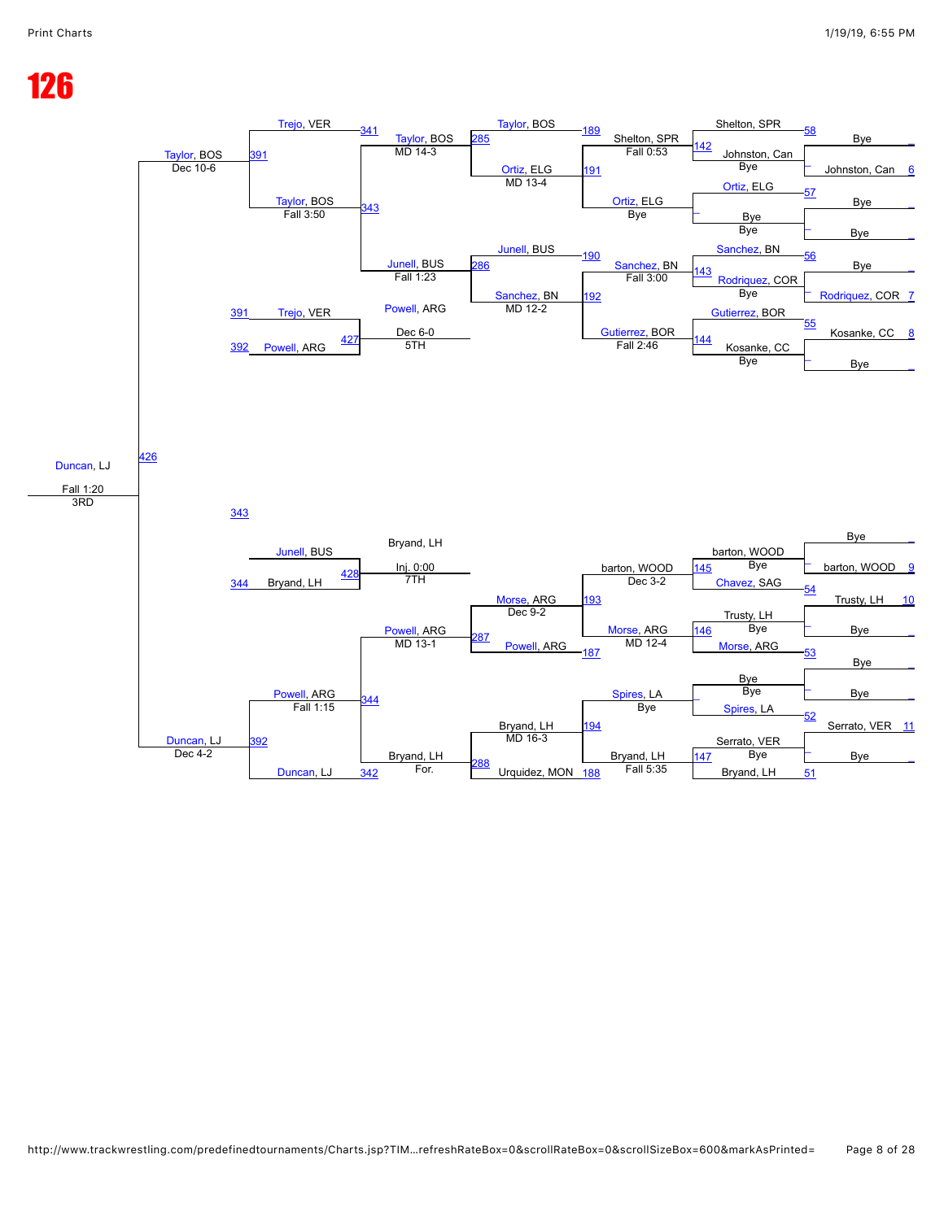# 126

Taylor, BOS
Dec 10-6

Trejo, VER
341

391

Taylor, BOS
Fall 3:50
343

Taylor, BOS
MD 14-3

Junell, BUS
Fall 1:23

285
Taylor, BOS
189

Ortiz, ELG
MD 13-4
191

286
Junell, BUS
190

Sanchez, BN
MD 12-2
192

Shelton, SPR
Fall 0:53

Ortiz, ELG
Bye

Sanchez, BN
Fall 3:00

Gutierrez, BOR
Fall 2:46

142
Shelton, SPR
58
Johnston, Can
Bye

Ortiz, ELG
57
Bye
Bye

143
Sanchez, BN
56
Rodriquez, COR
Bye

144
Gutierrez, BOR
55
Kosanke, CC
Bye

Bye
Johnston, Can 6
Bye
Bye
Bye
Rodriquez, COR 7
Kosanke, CC 8
Bye

391 Trejo, VER
392 Powell, ARG
427
Powell, ARG
Dec 6-0
5TH

Duncan, LJ
Fall 1:20
3RD

426

343

Junell, BUS
344 Bryand, LH
428
Bryand, LH
Inj. 0:00
7TH

Powell, ARG
MD 13-1

Powell, ARG
Fall 1:15
344

392
Duncan, LJ
Dec 4-2

Duncan, LJ
342

Bryand, LH
For.

287
Morse, ARG
Dec 9-2
193

Powell, ARG
187

288
Bryand, LH
MD 16-3
194

Urquidez, MON 188

barton, WOOD
Dec 3-2

Morse, ARG
MD 12-4

Spires, LA
Bye

Bryand, LH
Fall 5:35

145
barton, WOOD
Bye
Chavez, SAG
54

146
Trusty, LH
Bye
Morse, ARG
53

Bye
Bye
Spires, LA
52

147
Serrato, VER
Bye
Bryand, LH
51

Bye
barton, WOOD 9
Trusty, LH 10
Bye
Bye
Bye
Serrato, VER 11
Bye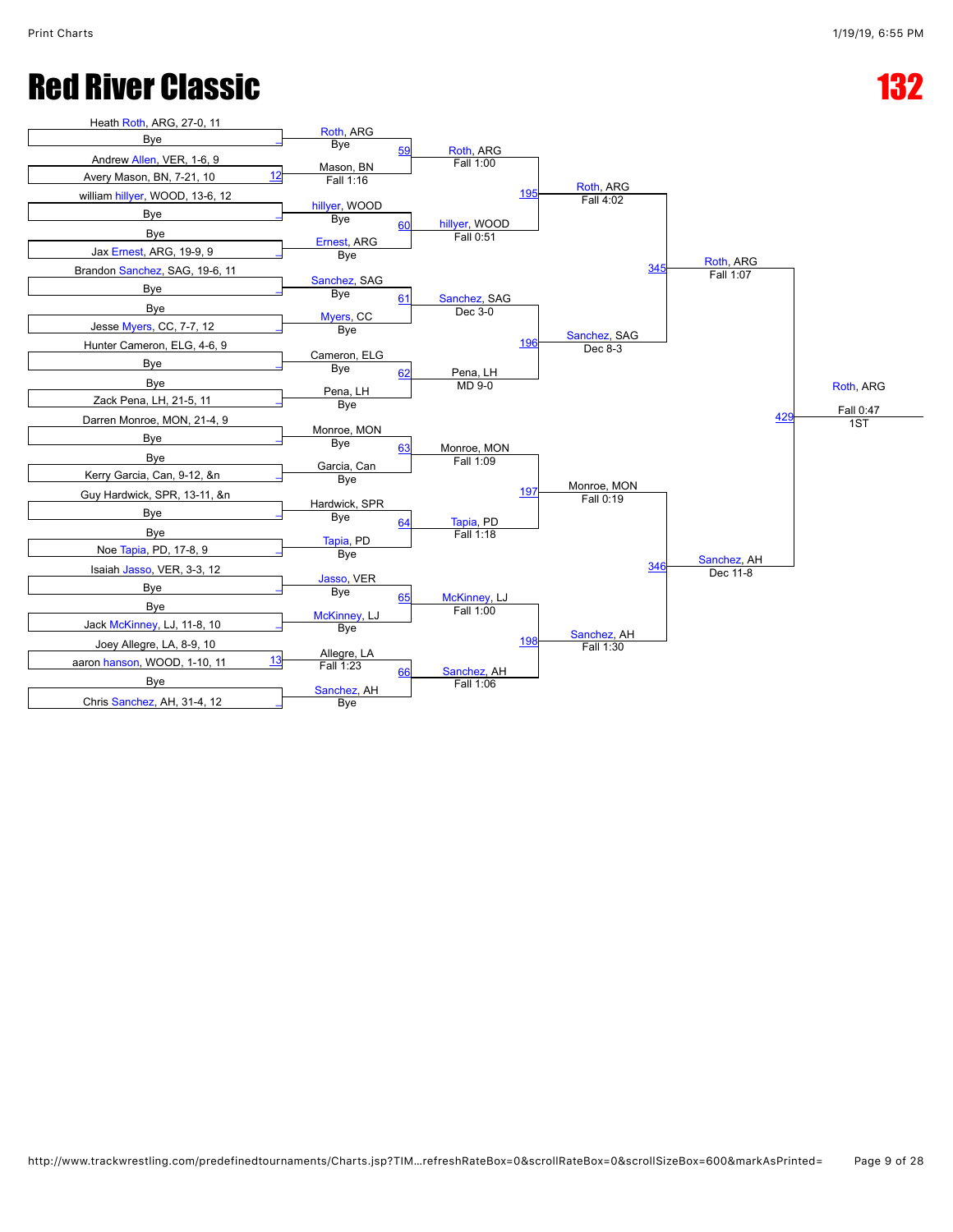# Red River Classic

# 132

## First Round

| Bout | Wrestler 1 | Wrestler 2 | Winner | Result |
| --- | --- | --- | --- | --- |
| | Heath Roth, ARG, 27-0, 11 | Bye | Roth, ARG | Bye |
| 12 | Andrew Allen, VER, 1-6, 9 | Avery Mason, BN, 7-21, 10 | Mason, BN | Fall 1:16 |
| | william hillyer, WOOD, 13-6, 12 | Bye | hillyer, WOOD | Bye |
| | Bye | Jax Ernest, ARG, 19-9, 9 | Ernest, ARG | Bye |
| | Brandon Sanchez, SAG, 19-6, 11 | Bye | Sanchez, SAG | Bye |
| | Bye | Jesse Myers, CC, 7-7, 12 | Myers, CC | Bye |
| | Hunter Cameron, ELG, 4-6, 9 | Bye | Cameron, ELG | Bye |
| | Bye | Zack Pena, LH, 21-5, 11 | Pena, LH | Bye |
| | Darren Monroe, MON, 21-4, 9 | Bye | Monroe, MON | Bye |
| | Bye | Kerry Garcia, Can, 9-12, &n | Garcia, Can | Bye |
| | Guy Hardwick, SPR, 13-11, &n | Bye | Hardwick, SPR | Bye |
| | Bye | Noe Tapia, PD, 17-8, 9 | Tapia, PD | Bye |
| | Isaiah Jasso, VER, 3-3, 12 | Bye | Jasso, VER | Bye |
| | Bye | Jack McKinney, LJ, 11-8, 10 | McKinney, LJ | Bye |
| 13 | Joey Allegre, LA, 8-9, 10 | aaron hanson, WOOD, 1-10, 11 | Allegre, LA | Fall 1:23 |
| | Bye | Chris Sanchez, AH, 31-4, 12 | Sanchez, AH | Bye |

## Second Round

| Bout | Winner | Result |
| --- | --- | --- |
| 59 | Roth, ARG | Fall 1:00 |
| 60 | hillyer, WOOD | Fall 0:51 |
| 61 | Sanchez, SAG | Dec 3-0 |
| 62 | Pena, LH | MD 9-0 |
| 63 | Monroe, MON | Fall 1:09 |
| 64 | Tapia, PD | Fall 1:18 |
| 65 | McKinney, LJ | Fall 1:00 |
| 66 | Sanchez, AH | Fall 1:06 |

## Quarterfinals

| Bout | Winner | Result |
| --- | --- | --- |
| 195 | Roth, ARG | Fall 4:02 |
| 196 | Sanchez, SAG | Dec 8-3 |
| 197 | Monroe, MON | Fall 0:19 |
| 198 | Sanchez, AH | Fall 1:30 |

## Semifinals

| Bout | Winner | Result |
| --- | --- | --- |
| 345 | Roth, ARG | Fall 1:07 |
| 346 | Sanchez, AH | Dec 11-8 |

## Final

| Bout | Winner | Result | Place |
| --- | --- | --- | --- |
| 429 | Roth, ARG | Fall 0:47 | 1ST |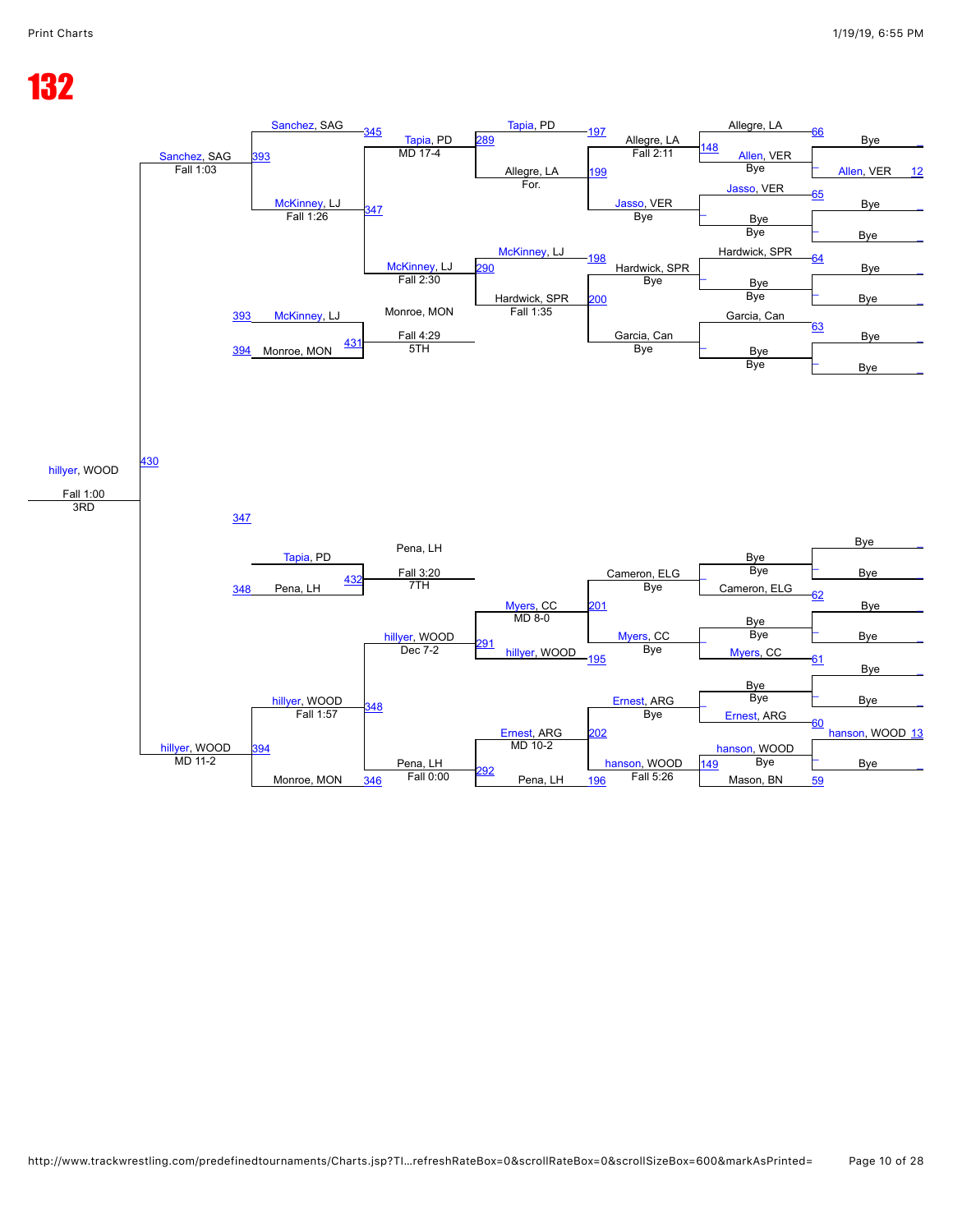# 132

Sanchez, SAG 345
Tapia, PD
MD 17-4
Tapia, PD 197
Allegre, LA
Fall 2:11
Allegre, LA 66
Bye
Sanchez, SAG 393
Fall 1:03
289
Allegre, LA
For.
199
148
Allen, VER
Bye
Allen, VER 12
McKinney, LJ 347
Fall 1:26
Jasso, VER
Bye
Jasso, VER 65
Bye
Bye
Bye
Bye
McKinney, LJ 198
Hardwick, SPR
Bye
Hardwick, SPR 64
Bye
McKinney, LJ
Fall 2:30
290
Hardwick, SPR
Fall 1:35
200
Bye
Bye
Bye
393 McKinney, LJ
Monroe, MON
Fall 4:29
5TH
Garcia, Can
Bye
Garcia, Can 63
Bye
394 Monroe, MON 431
Bye
Bye
Bye

hillyer, WOOD
Fall 1:00
3RD
430

347

Bye
Pena, LH
Fall 3:20
7TH
Bye
Bye
Tapia, PD
Cameron, ELG
Bye
Bye
348 Pena, LH 432
Cameron, ELG 62
Myers, CC
MD 8-0
201
Bye
Bye
Bye
hillyer, WOOD
Dec 7-2
291
Myers, CC
Bye
Bye
hillyer, WOOD 195
Myers, CC 61
Bye
hillyer, WOOD 348
Fall 1:57
Ernest, ARG
Bye
Bye
Bye
Bye
Ernest, ARG
MD 10-2
202
Ernest, ARG 60
hanson, WOOD 13
hillyer, WOOD 394
MD 11-2
Pena, LH
Fall 0:00
292
hanson, WOOD
Fall 5:26
hanson, WOOD 149
Bye
Bye
Monroe, MON 346
Pena, LH 196
Mason, BN 59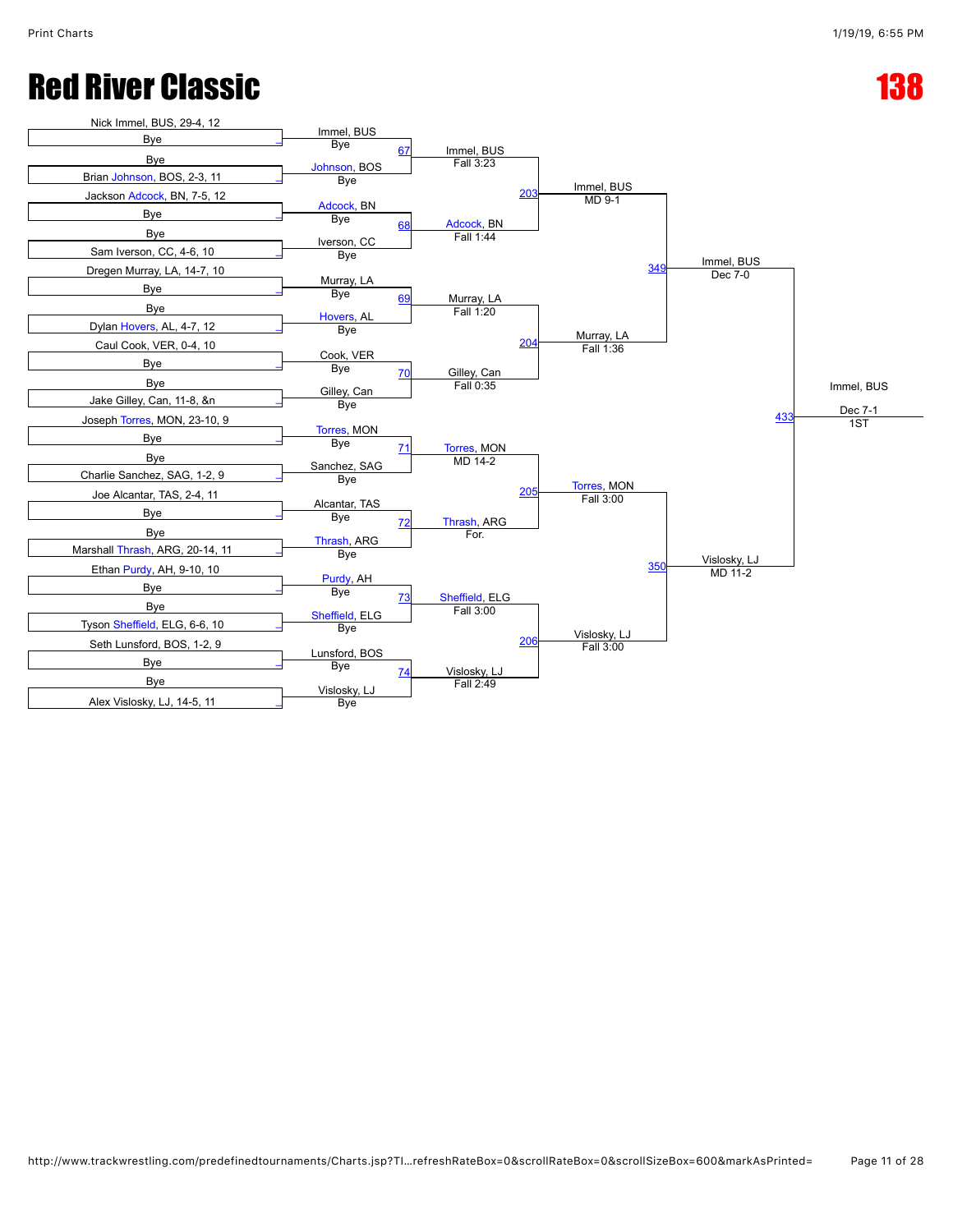# Red River Classic

# 138

Nick Immel, BUS, 29-4, 12
Bye
Bye
Brian Johnson, BOS, 2-3, 11
Jackson Adcock, BN, 7-5, 12
Bye
Bye
Sam Iverson, CC, 4-6, 10
Dregen Murray, LA, 14-7, 10
Bye
Bye
Dylan Hovers, AL, 4-7, 12
Caul Cook, VER, 0-4, 10
Bye
Bye
Jake Gilley, Can, 11-8, &n
Joseph Torres, MON, 23-10, 9
Bye
Bye
Charlie Sanchez, SAG, 1-2, 9
Joe Alcantar, TAS, 2-4, 11
Bye
Bye
Marshall Thrash, ARG, 20-14, 11
Ethan Purdy, AH, 9-10, 10
Bye
Bye
Tyson Sheffield, ELG, 6-6, 10
Seth Lunsford, BOS, 1-2, 9
Bye
Bye
Alex Vislosky, LJ, 14-5, 11

Immel, BUS
Bye
67
Johnson, BOS
Bye
Adcock, BN
Bye
68
Iverson, CC
Bye
Murray, LA
Bye
69
Hovers, AL
Bye
Cook, VER
Bye
70
Gilley, Can
Bye
Torres, MON
Bye
71
Sanchez, SAG
Bye
Alcantar, TAS
Bye
72
Thrash, ARG
Bye
Purdy, AH
Bye
73
Sheffield, ELG
Bye
Lunsford, BOS
Bye
74
Vislosky, LJ
Bye

Immel, BUS
Fall 3:23
203
Adcock, BN
Fall 1:44
Murray, LA
Fall 1:20
204
Gilley, Can
Fall 0:35
Torres, MON
MD 14-2
205
Thrash, ARG
For.
Sheffield, ELG
Fall 3:00
206
Vislosky, LJ
Fall 2:49

Immel, BUS
MD 9-1
349
Murray, LA
Fall 1:36
Torres, MON
Fall 3:00
350
Vislosky, LJ
Fall 3:00

Immel, BUS
Dec 7-0
433
Vislosky, LJ
MD 11-2

Immel, BUS
Dec 7-1
1ST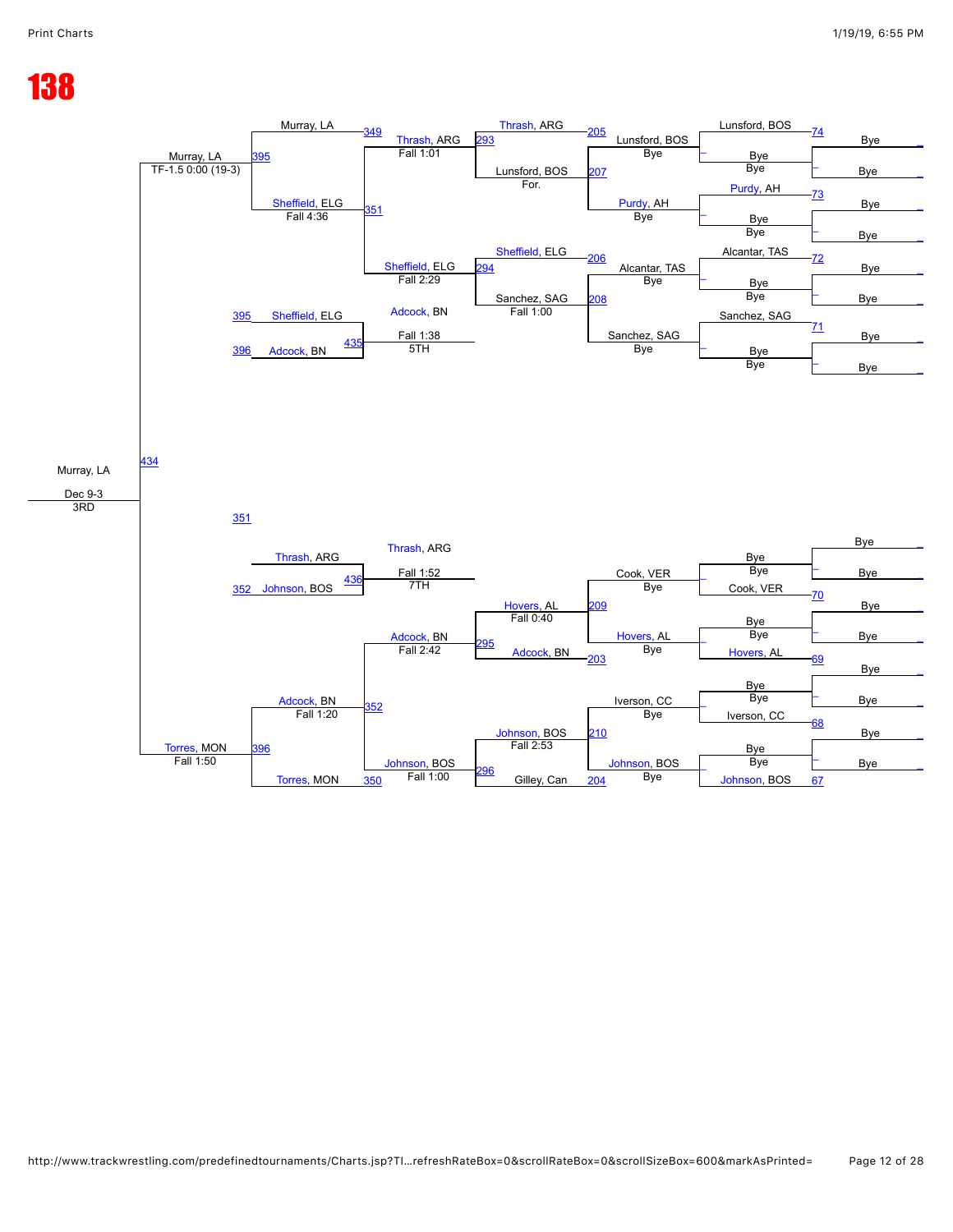# 138

Murray, LA
Murray, LA
TF-1.5 0:00 (19-3)
395
349
Thrash, ARG
Fall 1:01
Thrash, ARG
293
205
Lunsford, BOS
Bye
Lunsford, BOS
74
Bye
Bye
Bye
Lunsford, BOS
For.
207
Purdy, AH
Bye
Purdy, AH
73
Bye
Bye
Bye
Sheffield, ELG
Fall 4:36
351
Sheffield, ELG
Fall 2:29
Sheffield, ELG
294
206
Alcantar, TAS
Bye
Alcantar, TAS
72
Bye
Bye
Bye
Sanchez, SAG
Fall 1:00
208
Sanchez, SAG
Bye
Sanchez, SAG
71
Bye
Bye
Bye
395 Sheffield, ELG
396 Adcock, BN
435
Adcock, BN
Fall 1:38
5TH

434

Murray, LA
Dec 9-3
3RD

351

Thrash, ARG
352 Johnson, BOS
436
Thrash, ARG
Fall 1:52
7TH

Bye
Bye
Bye
Cook, VER
Bye
Cook, VER
70
Bye
Hovers, AL
Fall 0:40
209
Bye
Bye
Bye
Hovers, AL
Bye
Hovers, AL
69
Adcock, BN
Fall 2:42
295
Adcock, BN
203
Bye
Bye
Bye
Iverson, CC
Bye
Iverson, CC
68
Adcock, BN
Fall 1:20
352
Johnson, BOS
Fall 2:53
210
Bye
Bye
Bye
Johnson, BOS
Bye
Johnson, BOS
67
Torres, MON
Fall 1:50
396
Torres, MON
350
Johnson, BOS
Fall 1:00
296
Gilley, Can
204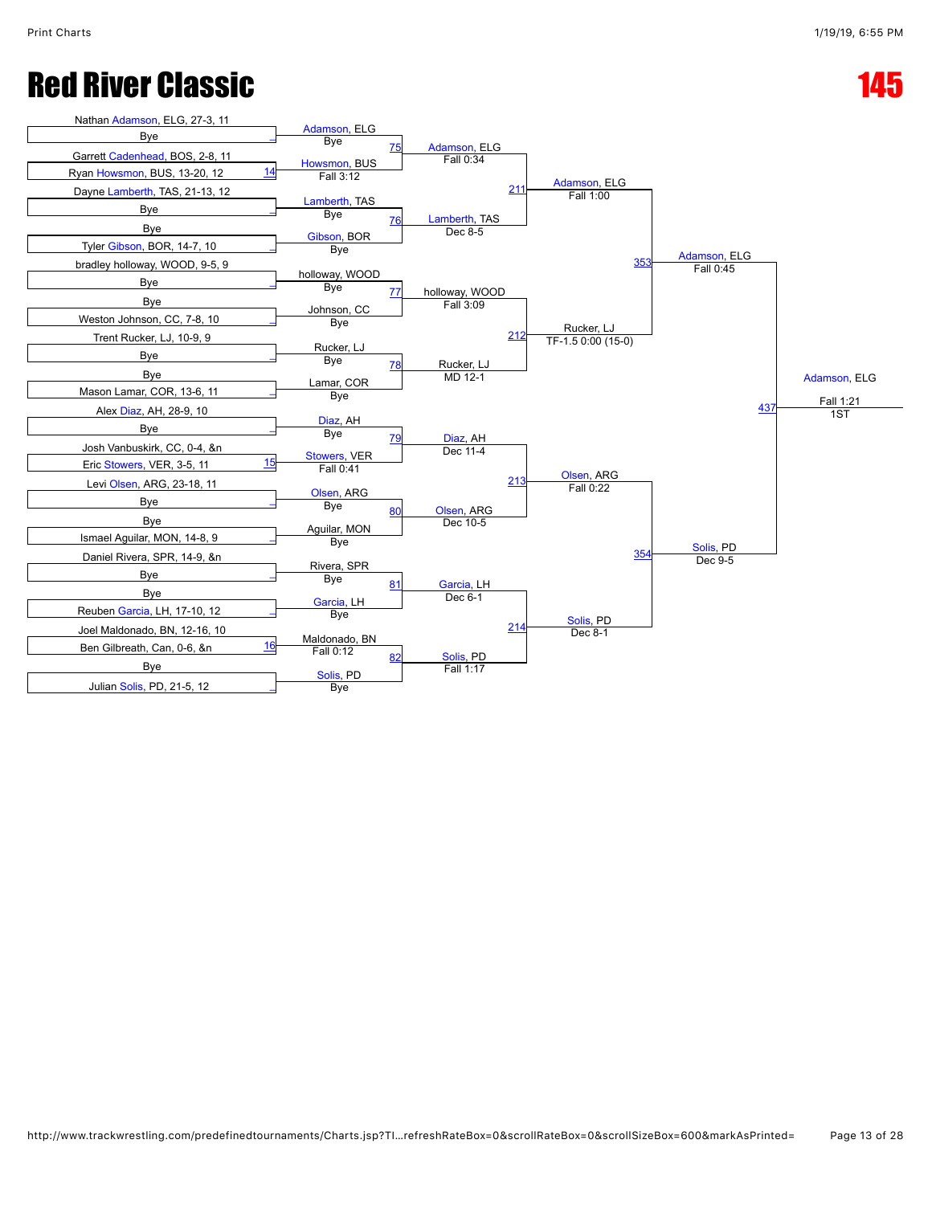# Red River Classic

# 145

Nathan Adamson, ELG, 27-3, 11
Bye
Garrett Cadenhead, BOS, 2-8, 11
Ryan Howsmon, BUS, 13-20, 12
14
Dayne Lamberth, TAS, 21-13, 12
Bye
Bye
Tyler Gibson, BOR, 14-7, 10
bradley holloway, WOOD, 9-5, 9
Bye
Bye
Weston Johnson, CC, 7-8, 10
Trent Rucker, LJ, 10-9, 9
Bye
Bye
Mason Lamar, COR, 13-6, 11
Alex Diaz, AH, 28-9, 10
Bye
Josh Vanbuskirk, CC, 0-4, &n
Eric Stowers, VER, 3-5, 11
15
Levi Olsen, ARG, 23-18, 11
Bye
Bye
Ismael Aguilar, MON, 14-8, 9
Daniel Rivera, SPR, 14-9, &n
Bye
Bye
Reuben Garcia, LH, 17-10, 12
Joel Maldonado, BN, 12-16, 10
Ben Gilbreath, Can, 0-6, &n
16
Bye
Julian Solis, PD, 21-5, 12

Adamson, ELG
Bye
75
Howsmon, BUS
Fall 3:12
Lamberth, TAS
Bye
76
Gibson, BOR
Bye
holloway, WOOD
Bye
77
Johnson, CC
Bye
Rucker, LJ
Bye
78
Lamar, COR
Bye
Diaz, AH
Bye
79
Stowers, VER
Fall 0:41
Olsen, ARG
Bye
80
Aguilar, MON
Bye
Rivera, SPR
Bye
81
Garcia, LH
Bye
Maldonado, BN
Fall 0:12
82
Solis, PD
Bye

Adamson, ELG
Fall 0:34
211
Lamberth, TAS
Dec 8-5
holloway, WOOD
Fall 3:09
212
Rucker, LJ
MD 12-1
Diaz, AH
Dec 11-4
213
Olsen, ARG
Dec 10-5
Garcia, LH
Dec 6-1
214
Solis, PD
Fall 1:17

Adamson, ELG
Fall 1:00
353
Rucker, LJ
TF-1.5 0:00 (15-0)
Olsen, ARG
Fall 0:22
354
Solis, PD
Dec 8-1

Adamson, ELG
Fall 0:45
437
Solis, PD
Dec 9-5

Adamson, ELG
Fall 1:21
1ST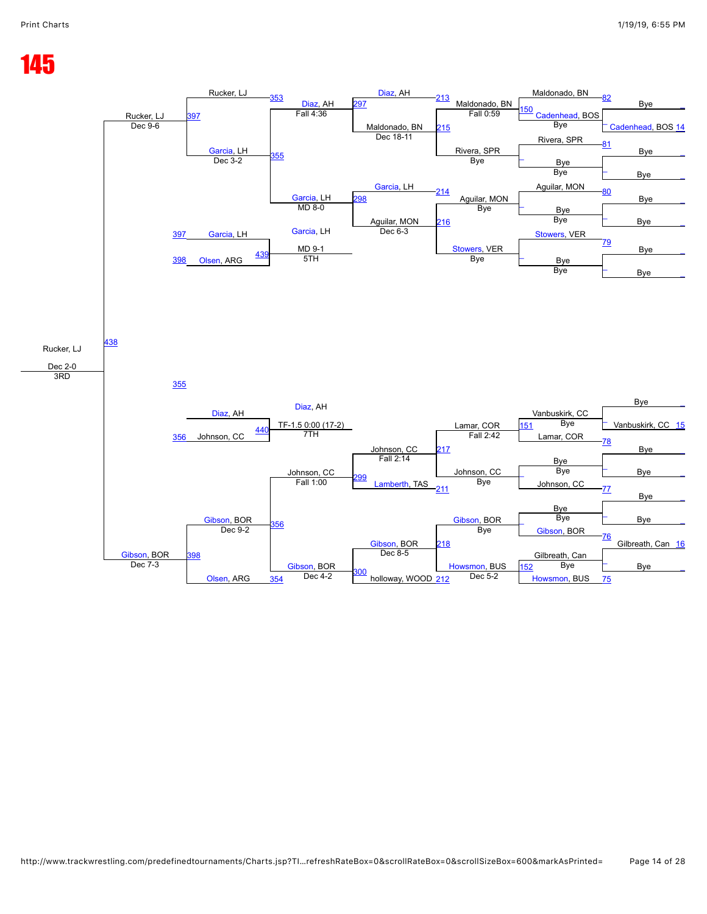# 145

Rucker, LJ
353
Diaz, AH
Fall 4:36
297
Diaz, AH
213
Maldonado, BN
Fall 0:59
150
Maldonado, BN
82
Bye
Cadenhead, BOS
Bye
Cadenhead, BOS 14

Rucker, LJ
Dec 9-6
397

Maldonado, BN
Dec 18-11
215
Rivera, SPR
81
Bye
Rivera, SPR
Bye
Bye
Bye
Bye

Garcia, LH
Dec 3-2
355

Garcia, LH
214
Aguilar, MON
80
Bye
Garcia, LH
MD 8-0
298
Aguilar, MON
Bye
Bye
Bye
Bye

Aguilar, MON
Dec 6-3
216
Stowers, VER
79
Bye

397 Garcia, LH
Garcia, LH
MD 9-1
5TH
439
398 Olsen, ARG

Stowers, VER
Bye
Bye
Bye
Bye

Rucker, LJ
Dec 2-0
3RD
438

355

Bye
Diaz, AH
Diaz, AH
TF-1.5 0:00 (17-2)
7TH
440
356 Johnson, CC

Lamar, COR
Fall 2:42
151
Vanbuskirk, CC
Bye
Vanbuskirk, CC 15
Lamar, COR
78
Bye

Johnson, CC
Fall 2:14
217
Johnson, CC
Bye
Bye
Bye
Bye
Johnson, CC
77
Bye

Johnson, CC
Fall 1:00
299
Lamberth, TAS
211

Bye
Bye
Bye

Gibson, BOR
Dec 9-2
356
Gibson, BOR
Bye
Gibson, BOR
76
Gilbreath, Can 16

Gibson, BOR
Dec 8-5
218
Gilbreath, Can
Bye
152
Bye
Howsmon, BUS
Dec 5-2
Howsmon, BUS
75

Gibson, BOR
Dec 7-3
398
Olsen, ARG
354
Gibson, BOR
Dec 4-2
300
holloway, WOOD 212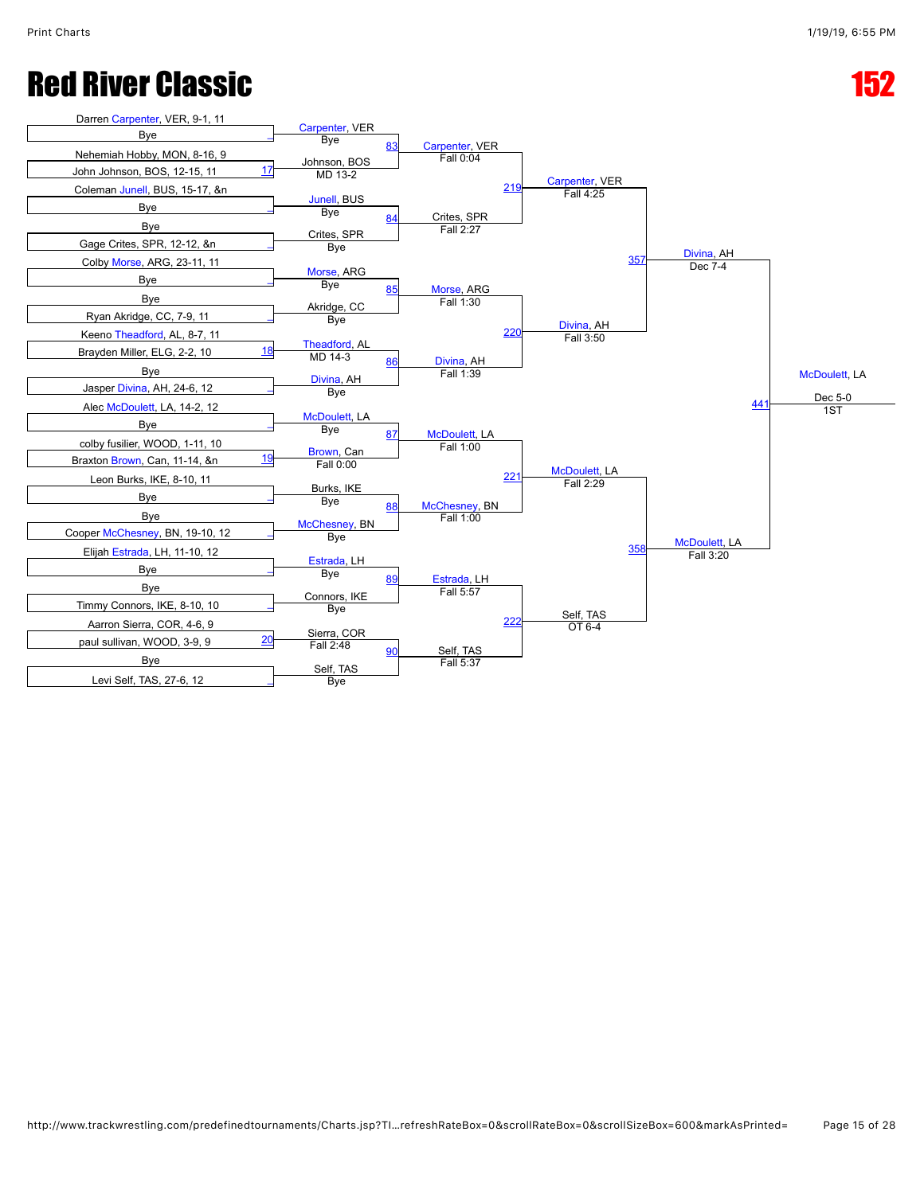# Red River Classic

# 152

## Round 1

| Match | Wrestler 1 | Wrestler 2 | Winner | Result |
|---|---|---|---|---|
| | Darren Carpenter, VER, 9-1, 11 | Bye | Carpenter, VER | Bye |
| 17 | Nehemiah Hobby, MON, 8-16, 9 | John Johnson, BOS, 12-15, 11 | Johnson, BOS | MD 13-2 |
| | Coleman Junell, BUS, 15-17, &n | Bye | Junell, BUS | Bye |
| | Bye | Gage Crites, SPR, 12-12, &n | Crites, SPR | Bye |
| | Colby Morse, ARG, 23-11, 11 | Bye | Morse, ARG | Bye |
| | Bye | Ryan Akridge, CC, 7-9, 11 | Akridge, CC | Bye |
| 18 | Keeno Theadford, AL, 8-7, 11 | Brayden Miller, ELG, 2-2, 10 | Theadford, AL | MD 14-3 |
| | Bye | Jasper Divina, AH, 24-6, 12 | Divina, AH | Bye |
| | Alec McDoulett, LA, 14-2, 12 | Bye | McDoulett, LA | Bye |
| 19 | colby fusilier, WOOD, 1-11, 10 | Braxton Brown, Can, 11-14, &n | Brown, Can | Fall 0:00 |
| | Leon Burks, IKE, 8-10, 11 | Bye | Burks, IKE | Bye |
| | Bye | Cooper McChesney, BN, 19-10, 12 | McChesney, BN | Bye |
| | Elijah Estrada, LH, 11-10, 12 | Bye | Estrada, LH | Bye |
| | Bye | Timmy Connors, IKE, 8-10, 10 | Connors, IKE | Bye |
| 20 | Aarron Sierra, COR, 4-6, 9 | paul sullivan, WOOD, 3-9, 9 | Sierra, COR | Fall 2:48 |
| | Bye | Levi Self, TAS, 27-6, 12 | Self, TAS | Bye |

## Round 2

| Match | Winner | Result |
|---|---|---|
| 83 | Carpenter, VER | Fall 0:04 |
| 84 | Crites, SPR | Fall 2:27 |
| 85 | Morse, ARG | Fall 1:30 |
| 86 | Divina, AH | Fall 1:39 |
| 87 | McDoulett, LA | Fall 1:00 |
| 88 | McChesney, BN | Fall 1:00 |
| 89 | Estrada, LH | Fall 5:57 |
| 90 | Self, TAS | Fall 5:37 |

## Quarterfinals

| Match | Winner | Result |
|---|---|---|
| 219 | Carpenter, VER | Fall 4:25 |
| 220 | Divina, AH | Fall 3:50 |
| 221 | McDoulett, LA | Fall 2:29 |
| 222 | Self, TAS | OT 6-4 |

## Semifinals

| Match | Winner | Result |
|---|---|---|
| 357 | Divina, AH | Dec 7-4 |
| 358 | McDoulett, LA | Fall 3:20 |

## Final

| Match | Winner | Result |
|---|---|---|
| 441 | McDoulett, LA | Dec 5-0 |

1ST: McDoulett, LA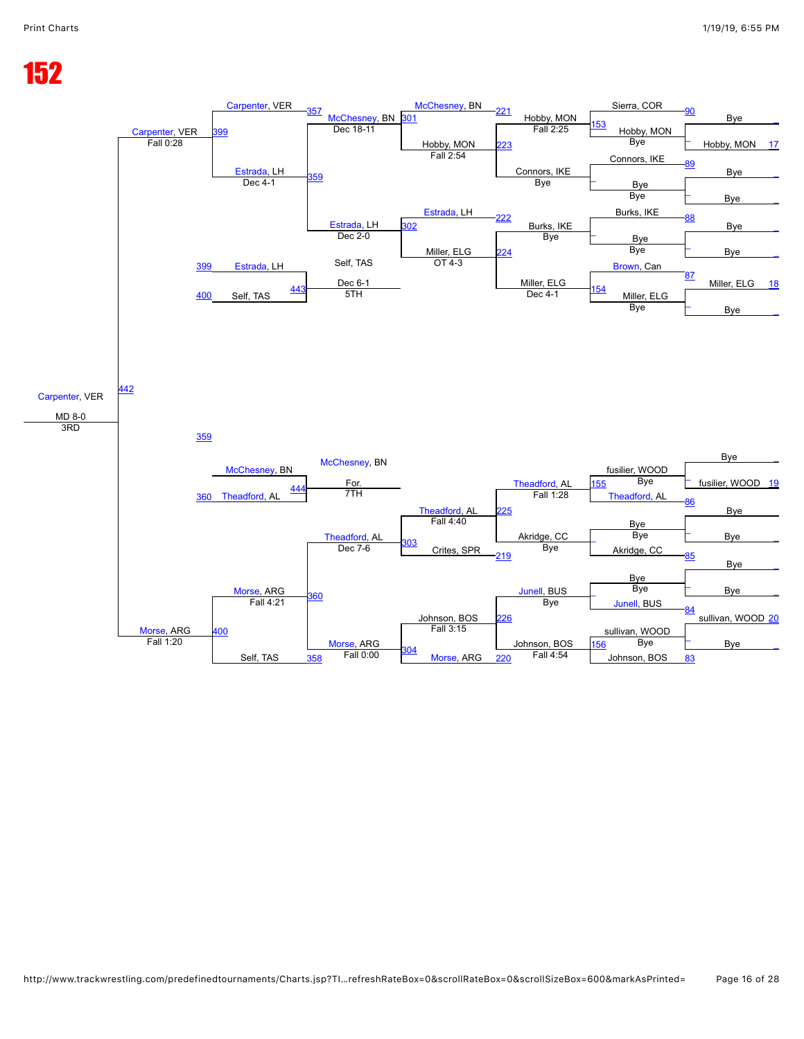# 152

Carpenter, VER
357
McChesney, BN
301
McChesney, BN
221
Hobby, MON
Sierra, COR
90
Bye
Carpenter, VER
Fall 0:28
399
Dec 18-11
Fall 2:25
153
Hobby, MON
Hobby, MON
17
Hobby, MON
Fall 2:54
223
Bye
Connors, IKE
89
Bye
Estrada, LH
Dec 4-1
359
Connors, IKE
Bye
Bye
Bye
Bye
Estrada, LH
222
Burks, IKE
88
Bye
Estrada, LH
Dec 2-0
302
Burks, IKE
Bye
Bye
Bye
Bye
Miller, ELG
OT 4-3
224
Self, TAS
399
Estrada, LH
Dec 6-1
5TH
Brown, Can
87
400
Self, TAS
443
Miller, ELG
Dec 4-1
154
Miller, ELG
Miller, ELG
18
Bye
Bye

Carpenter, VER
442
MD 8-0
3RD

359

McChesney, BN
Bye
McChesney, BN
fusilier, WOOD
444
For.
7TH
Theadford, AL
155
Bye
fusilier, WOOD
19
360
Theadford, AL
Fall 1:28
Theadford, AL
86
Bye
Theadford, AL
225
Fall 4:40
Bye
Theadford, AL
Dec 7-6
303
Akridge, CC
Bye
Bye
Crites, SPR
219
Bye
Akridge, CC
85
Bye
Bye
Morse, ARG
Fall 4:21
360
Junell, BUS
Bye
Bye
Bye
Junell, BUS
84
Johnson, BOS
Fall 3:15
226
sullivan, WOOD
20
Morse, ARG
Fall 1:20
400
Morse, ARG
Fall 0:00
304
sullivan, WOOD
Self, TAS
358
Morse, ARG
220
Johnson, BOS
Fall 4:54
156
Bye
Bye
Johnson, BOS
83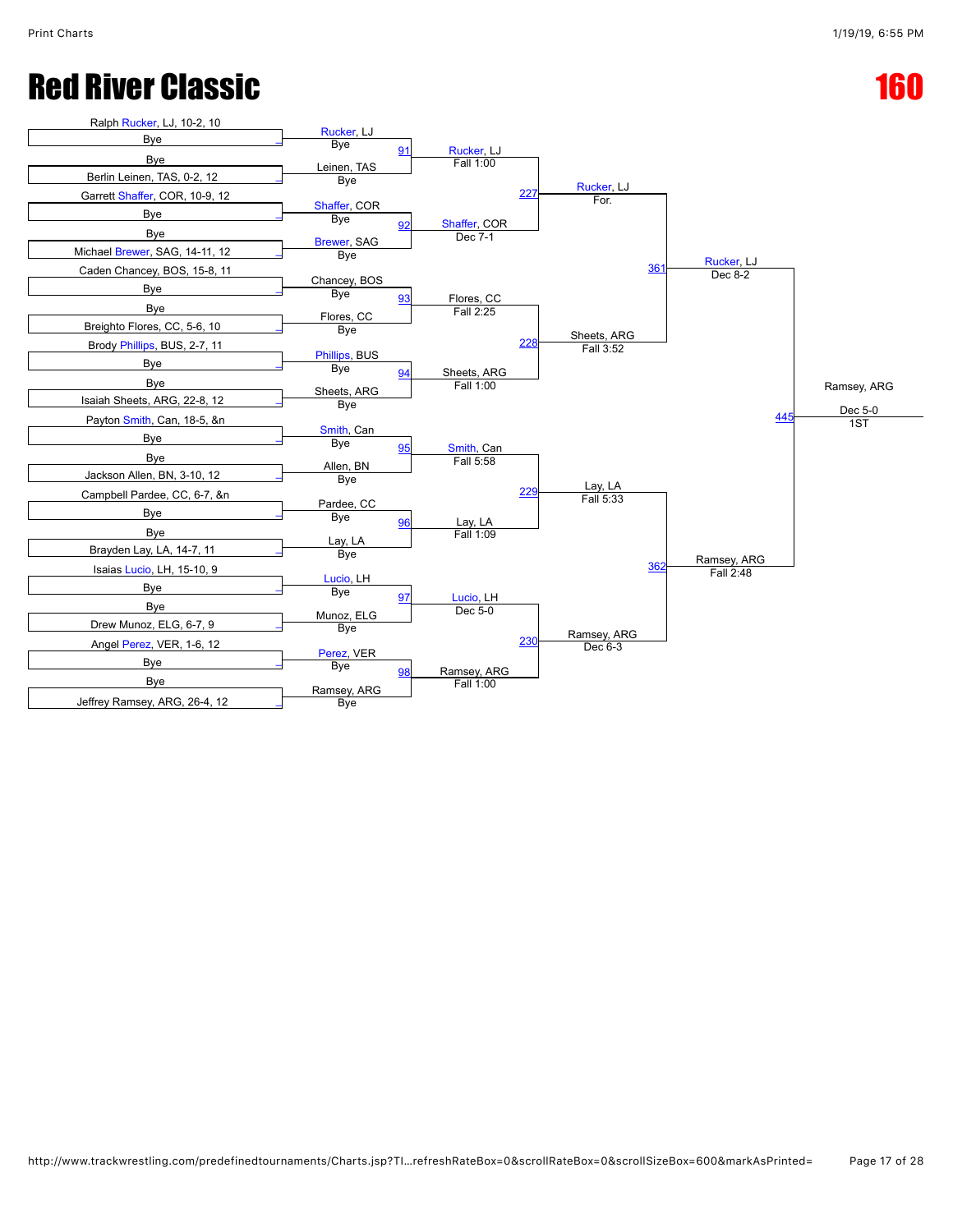# Red River Classic

# 160

Ralph Rucker, LJ, 10-2, 10
Bye
Bye
Berlin Leinen, TAS, 0-2, 12
Garrett Shaffer, COR, 10-9, 12
Bye
Bye
Michael Brewer, SAG, 14-11, 12
Caden Chancey, BOS, 15-8, 11
Bye
Bye
Breighto Flores, CC, 5-6, 10
Brody Phillips, BUS, 2-7, 11
Bye
Bye
Isaiah Sheets, ARG, 22-8, 12
Payton Smith, Can, 18-5, &n
Bye
Bye
Jackson Allen, BN, 3-10, 12
Campbell Pardee, CC, 6-7, &n
Bye
Bye
Brayden Lay, LA, 14-7, 11
Isaias Lucio, LH, 15-10, 9
Bye
Bye
Drew Munoz, ELG, 6-7, 9
Angel Perez, VER, 1-6, 12
Bye
Bye
Jeffrey Ramsey, ARG, 26-4, 12

Rucker, LJ
Bye
Leinen, TAS
Bye
Shaffer, COR
Bye
Brewer, SAG
Bye
Chancey, BOS
Bye
Flores, CC
Bye
Phillips, BUS
Bye
Sheets, ARG
Bye
Smith, Can
Bye
Allen, BN
Bye
Pardee, CC
Bye
Lay, LA
Bye
Lucio, LH
Bye
Munoz, ELG
Bye
Perez, VER
Bye
Ramsey, ARG
Bye

91 Rucker, LJ
Fall 1:00
92 Shaffer, COR
Dec 7-1
93 Flores, CC
Fall 2:25
94 Sheets, ARG
Fall 1:00
95 Smith, Can
Fall 5:58
96 Lay, LA
Fall 1:09
97 Lucio, LH
Dec 5-0
98 Ramsey, ARG
Fall 1:00

227 Rucker, LJ
For.
228 Sheets, ARG
Fall 3:52
229 Lay, LA
Fall 5:33
230 Ramsey, ARG
Dec 6-3

361 Rucker, LJ
Dec 8-2
362 Ramsey, ARG
Fall 2:48

445 Ramsey, ARG
Dec 5-0
1ST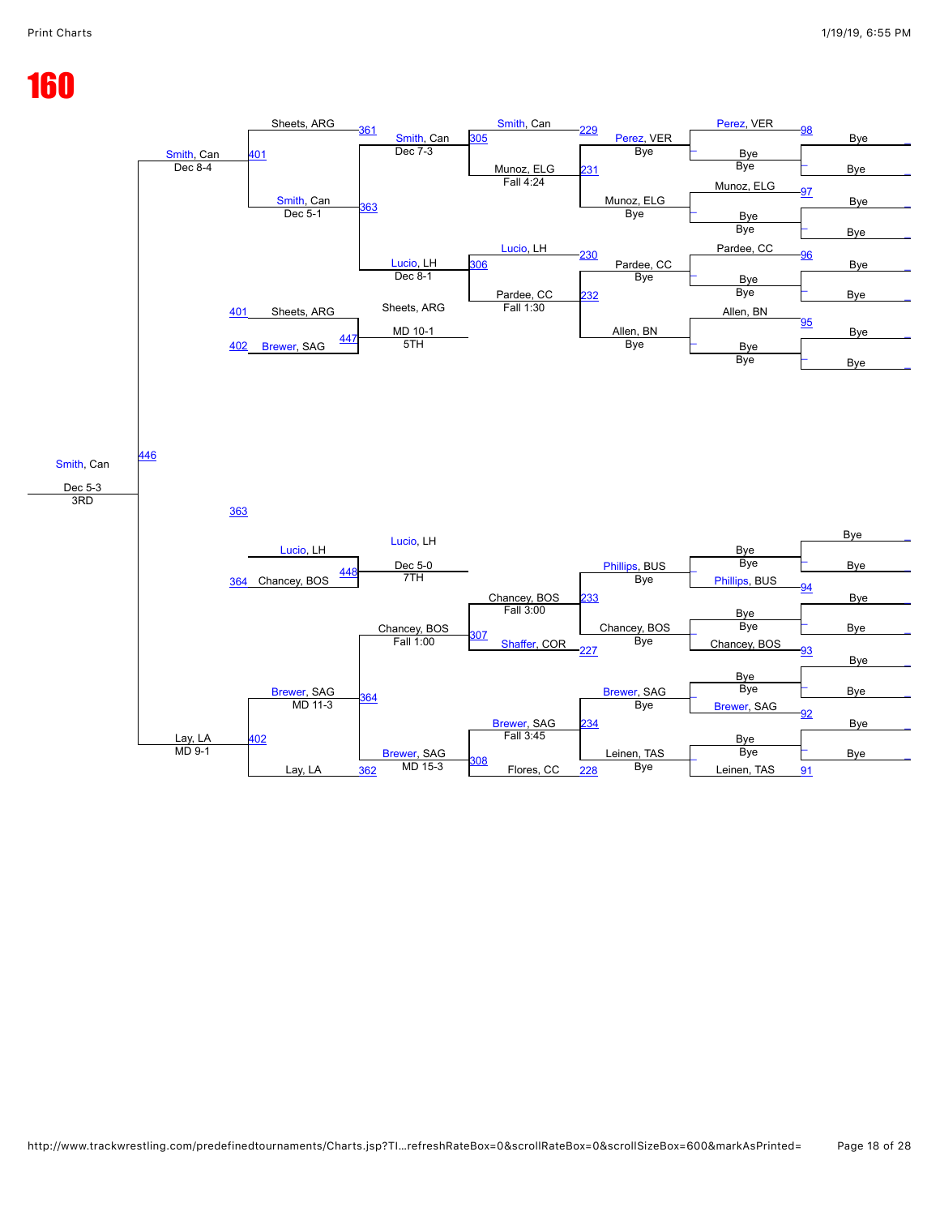# 160

Sheets, ARG
361
Smith, Can
Dec 7-3
305
Smith, Can
229
Perez, VER
Bye
Perez, VER
98
Bye

Smith, Can
Dec 8-4
401

Bye
Bye
Bye

Munoz, ELG
Fall 4:24
231
Munoz, ELG
97
Bye

Smith, Can
Dec 5-1
363
Munoz, ELG
Bye
Bye
Bye
Bye

Lucio, LH
230
Pardee, CC
96
Bye

Lucio, LH
Dec 8-1
306
Pardee, CC
Bye
Bye
Bye
Bye

Pardee, CC
Fall 1:30
232
Allen, BN

401 Sheets, ARG
Sheets, ARG
MD 10-1
5TH
447
402 Brewer, SAG

Allen, BN
Bye
95
Bye
Bye
Bye
Bye

Smith, Can
Dec 5-3
3RD
446

363

Bye
Lucio, LH
Lucio, LH
Dec 5-0
7TH
448
364 Chancey, BOS

Phillips, BUS
Bye
Bye
Bye
Bye
Phillips, BUS
94

Chancey, BOS
Fall 3:00
233
Bye
Bye
Bye
Bye

Chancey, BOS
Fall 1:00
307
Shaffer, COR
227
Chancey, BOS
Bye
Chancey, BOS
93
Bye

Brewer, SAG
MD 11-3
364
Brewer, SAG
Bye
Bye
Bye
Bye
Brewer, SAG
92

Brewer, SAG
Fall 3:45
234
Bye
Bye
Bye

Lay, LA
MD 9-1
402
Lay, LA
362
Brewer, SAG
MD 15-3
308
Flores, CC
228
Leinen, TAS
Bye
Bye
Leinen, TAS
91
Bye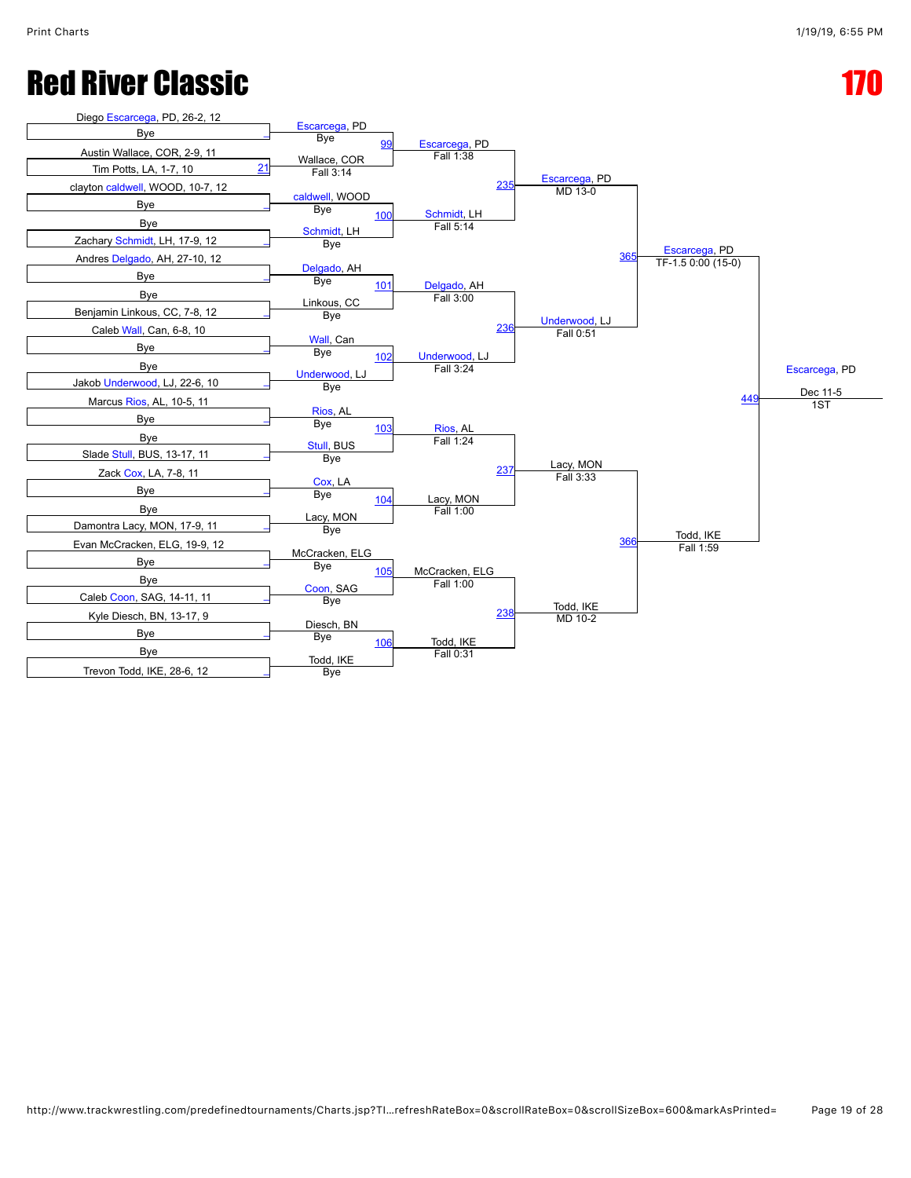# Red River Classic

# 170

Diego Escarcega, PD, 26-2, 12
Bye
Austin Wallace, COR, 2-9, 11
Tim Potts, LA, 1-7, 10
clayton caldwell, WOOD, 10-7, 12
Bye
Bye
Zachary Schmidt, LH, 17-9, 12
Andres Delgado, AH, 27-10, 12
Bye
Bye
Benjamin Linkous, CC, 7-8, 12
Caleb Wall, Can, 6-8, 10
Bye
Bye
Jakob Underwood, LJ, 22-6, 10
Marcus Rios, AL, 10-5, 11
Bye
Bye
Slade Stull, BUS, 13-17, 11
Zack Cox, LA, 7-8, 11
Bye
Bye
Damontra Lacy, MON, 17-9, 11
Evan McCracken, ELG, 19-9, 12
Bye
Bye
Caleb Coon, SAG, 14-11, 11
Kyle Diesch, BN, 13-17, 9
Bye
Bye
Trevon Todd, IKE, 28-6, 12

21
Escarcega, PD
Bye
Wallace, COR
Fall 3:14
caldwell, WOOD
Bye
Schmidt, LH
Bye
Delgado, AH
Bye
Linkous, CC
Bye
Wall, Can
Bye
Underwood, LJ
Bye
Rios, AL
Bye
Stull, BUS
Bye
Cox, LA
Bye
Lacy, MON
Bye
McCracken, ELG
Bye
Coon, SAG
Bye
Diesch, BN
Bye
Todd, IKE
Bye

99
Escarcega, PD
Fall 1:38
100
Schmidt, LH
Fall 5:14
101
Delgado, AH
Fall 3:00
102
Underwood, LJ
Fall 3:24
103
Rios, AL
Fall 1:24
104
Lacy, MON
Fall 1:00
105
McCracken, ELG
Fall 1:00
106
Todd, IKE
Fall 0:31

235
Escarcega, PD
MD 13-0
236
Underwood, LJ
Fall 0:51
237
Lacy, MON
Fall 3:33
238
Todd, IKE
MD 10-2

365
Escarcega, PD
TF-1.5 0:00 (15-0)
366
Todd, IKE
Fall 1:59

449
Escarcega, PD
Dec 11-5
1ST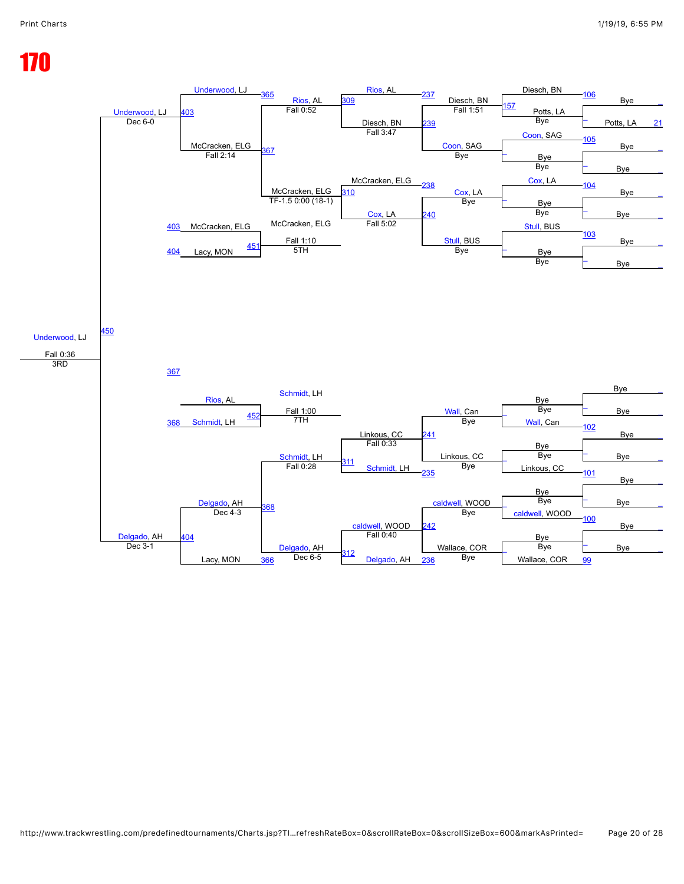# 170

Underwood, LJ 365
Rios, AL Fall 0:52 309
Rios, AL 237
Diesch, BN Fall 1:51 157
Diesch, BN 106
Bye
Potts, LA Bye
Potts, LA 21

Underwood, LJ Dec 6-0 403

McCracken, ELG Fall 2:14 367
Diesch, BN Fall 3:47 239
Coon, SAG Bye
Coon, SAG 105
Bye
Bye Bye
Bye

McCracken, ELG TF-1.5 0:00 (18-1) 310
McCracken, ELG 238
Cox, LA Bye
Cox, LA 104
Bye
Bye Bye
Bye

403 McCracken, ELG
404 Lacy, MON 451
McCracken, ELG Fall 1:10 5TH
Cox, LA Fall 5:02 240
Stull, BUS Bye
Stull, BUS 103
Bye
Bye Bye
Bye

Underwood, LJ Fall 0:36 3RD 450

367

Rios, AL
368 Schmidt, LH 452
Schmidt, LH Fall 1:00 7TH

Bye
Bye Bye
Bye
Wall, Can Bye
Wall, Can 102
Linkous, CC Fall 0:33 241
Bye
Bye Bye
Bye
Schmidt, LH Fall 0:28 311
Schmidt, LH 235
Linkous, CC Bye
Linkous, CC 101
Bye
Bye Bye
Bye

Delgado, AH Dec 4-3 368
caldwell, WOOD Bye
caldwell, WOOD 100
Delgado, AH Dec 3-1 404
caldwell, WOOD Fall 0:40 242
Bye
Bye Bye
Bye
Lacy, MON 366
Delgado, AH Dec 6-5 312
Delgado, AH 236
Wallace, COR Bye
Wallace, COR 99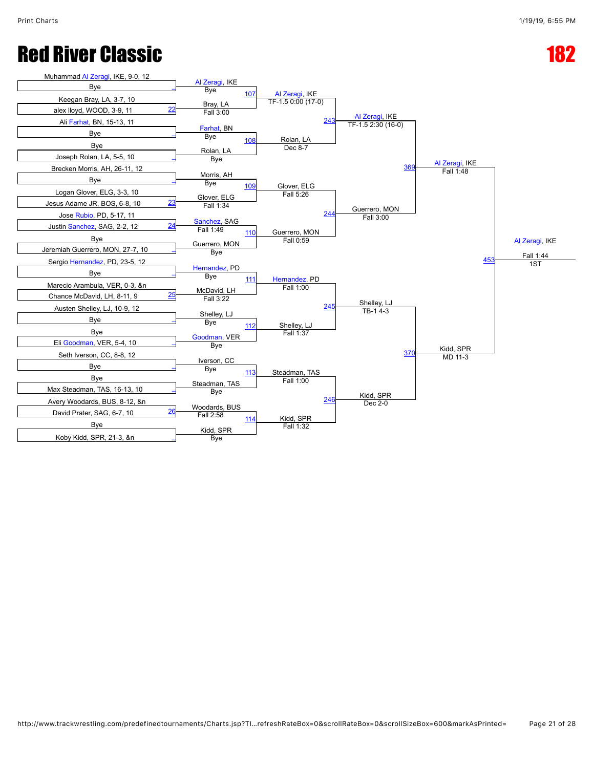# Red River Classic

# 182

## First Round

| Bout | Wrestler 1 | Wrestler 2 | Winner | Result |
|---|---|---|---|---|
| | Muhammad Al Zeragi, IKE, 9-0, 12 | Bye | Al Zeragi, IKE | Bye |
| 22 | Keegan Bray, LA, 3-7, 10 | alex lloyd, WOOD, 3-9, 11 | Bray, LA | Fall 3:00 |
| | Ali Farhat, BN, 15-13, 11 | Bye | Farhat, BN | Bye |
| | Bye | Joseph Rolan, LA, 5-5, 10 | Rolan, LA | Bye |
| | Brecken Morris, AH, 26-11, 12 | Bye | Morris, AH | Bye |
| 23 | Logan Glover, ELG, 3-3, 10 | Jesus Adame JR, BOS, 6-8, 10 | Glover, ELG | Fall 1:34 |
| 24 | Jose Rubio, PD, 5-17, 11 | Justin Sanchez, SAG, 2-2, 12 | Sanchez, SAG | Fall 1:49 |
| | Bye | Jeremiah Guerrero, MON, 27-7, 10 | Guerrero, MON | Bye |
| | Sergio Hernandez, PD, 23-5, 12 | Bye | Hernandez, PD | Bye |
| 25 | Marecio Arambula, VER, 0-3, &n | Chance McDavid, LH, 8-11, 9 | McDavid, LH | Fall 3:22 |
| | Austen Shelley, LJ, 10-9, 12 | Bye | Shelley, LJ | Bye |
| | Bye | Eli Goodman, VER, 5-4, 10 | Goodman, VER | Bye |
| | Seth Iverson, CC, 8-8, 12 | Bye | Iverson, CC | Bye |
| | Bye | Max Steadman, TAS, 16-13, 10 | Steadman, TAS | Bye |
| 26 | Avery Woodards, BUS, 8-12, &n | David Prater, SAG, 6-7, 10 | Woodards, BUS | Fall 2:58 |
| | Bye | Koby Kidd, SPR, 21-3, &n | Kidd, SPR | Bye |

## Second Round

| Bout | Winner | Result |
|---|---|---|
| 107 | Al Zeragi, IKE | TF-1.5 0:00 (17-0) |
| 108 | Rolan, LA | Dec 8-7 |
| 109 | Glover, ELG | Fall 5:26 |
| 110 | Guerrero, MON | Fall 0:59 |
| 111 | Hernandez, PD | Fall 1:00 |
| 112 | Shelley, LJ | Fall 1:37 |
| 113 | Steadman, TAS | Fall 1:00 |
| 114 | Kidd, SPR | Fall 1:32 |

## Quarterfinals

| Bout | Winner | Result |
|---|---|---|
| 243 | Al Zeragi, IKE | TF-1.5 2:30 (16-0) |
| 244 | Guerrero, MON | Fall 3:00 |
| 245 | Shelley, LJ | TB-1 4-3 |
| 246 | Kidd, SPR | Dec 2-0 |

## Semifinals

| Bout | Winner | Result |
|---|---|---|
| 369 | Al Zeragi, IKE | Fall 1:48 |
| 370 | Kidd, SPR | MD 11-3 |

## Final

| Bout | Winner | Result |
|---|---|---|
| 453 | Al Zeragi, IKE | Fall 1:44 |

1ST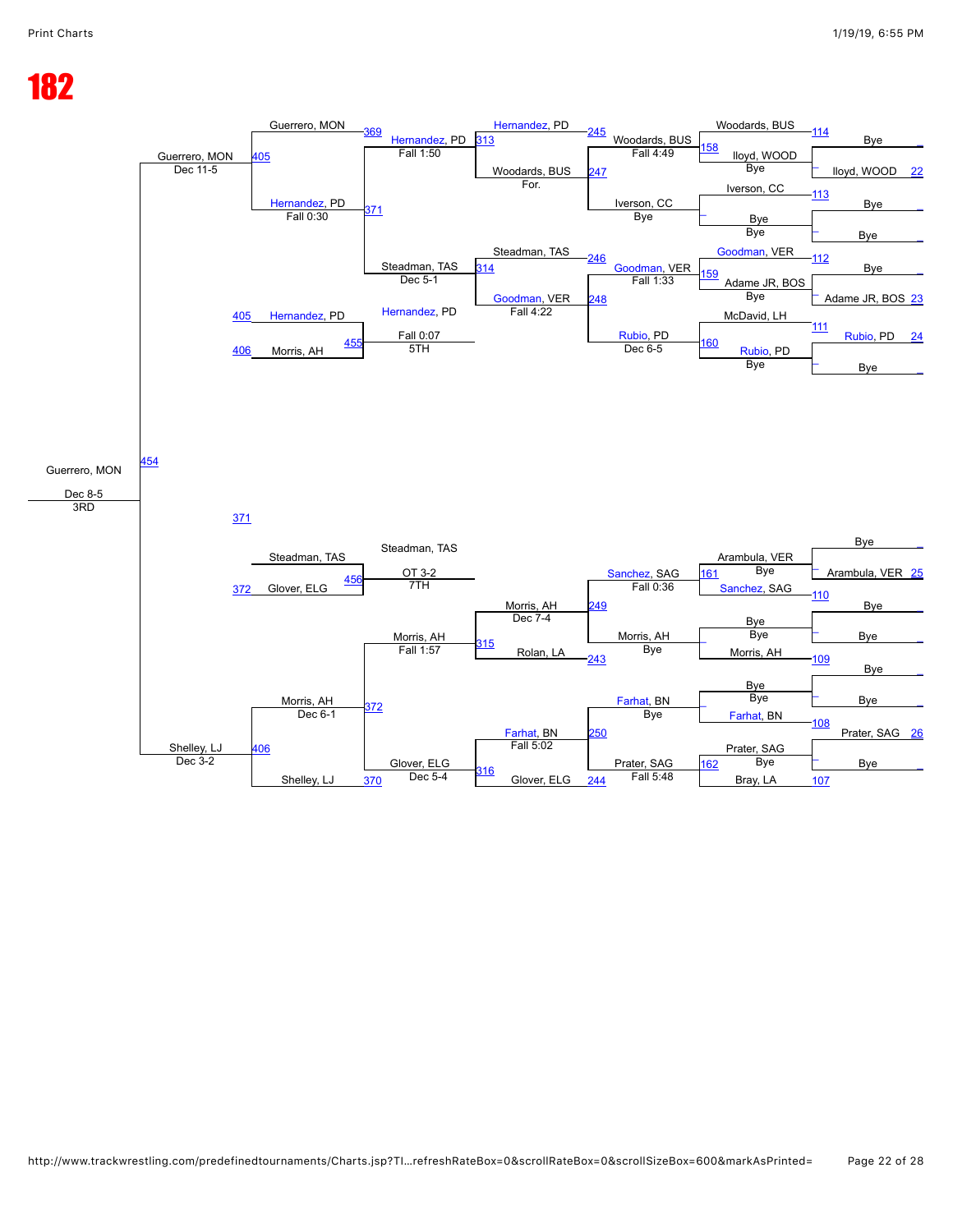# 182

Guerrero, MON
405
Guerrero, MON
Dec 11-5
369
Hernandez, PD
371
Fall 0:30
Hernandez, PD
313
Fall 1:50
Hernandez, PD
245
Woodards, BUS
247
For.
Woodards, BUS
Woodards, BUS
158
Fall 4:49
Woodards, BUS
114
lloyd, WOOD
Bye
Bye
lloyd, WOOD
22
Iverson, CC
Bye
Iverson, CC
113
Bye
Bye
Bye
Bye

Steadman, TAS
314
Dec 5-1
Steadman, TAS
246
Goodman, VER
248
Fall 4:22
Goodman, VER
159
Fall 1:33
Goodman, VER
112
Adame JR, BOS
Bye
Bye
Adame JR, BOS
23
Rubio, PD
160
Dec 6-5
McDavid, LH
111
Rubio, PD
Bye
Rubio, PD
24
Bye

405
Hernandez, PD
406
Morris, AH
455
Hernandez, PD
Fall 0:07
5TH

Guerrero, MON
454
Dec 8-5
3RD

371

372
Steadman, TAS
Glover, ELG
456
Steadman, TAS
OT 3-2
7TH

Sanchez, SAG
161
Fall 0:36
Arambula, VER
Bye
Sanchez, SAG
Bye
Arambula, VER
25
110
Bye

Morris, AH
249
Dec 7-4
315
Rolan, LA
243
Morris, AH
Bye
Bye
Bye
Morris, AH
109
Bye
Bye

Morris, AH
372
Fall 1:57
Morris, AH
Dec 6-1
Shelley, LJ
406
Dec 3-2
Shelley, LJ
370
Glover, ELG
Dec 5-4
316
Farhat, BN
250
Fall 5:02
Glover, ELG
244

Farhat, BN
Bye
Bye
Bye
Farhat, BN
108
Bye
Prater, SAG
26
Prater, SAG
162
Fall 5:48
Prater, SAG
Bye
Bray, LA
107
Bye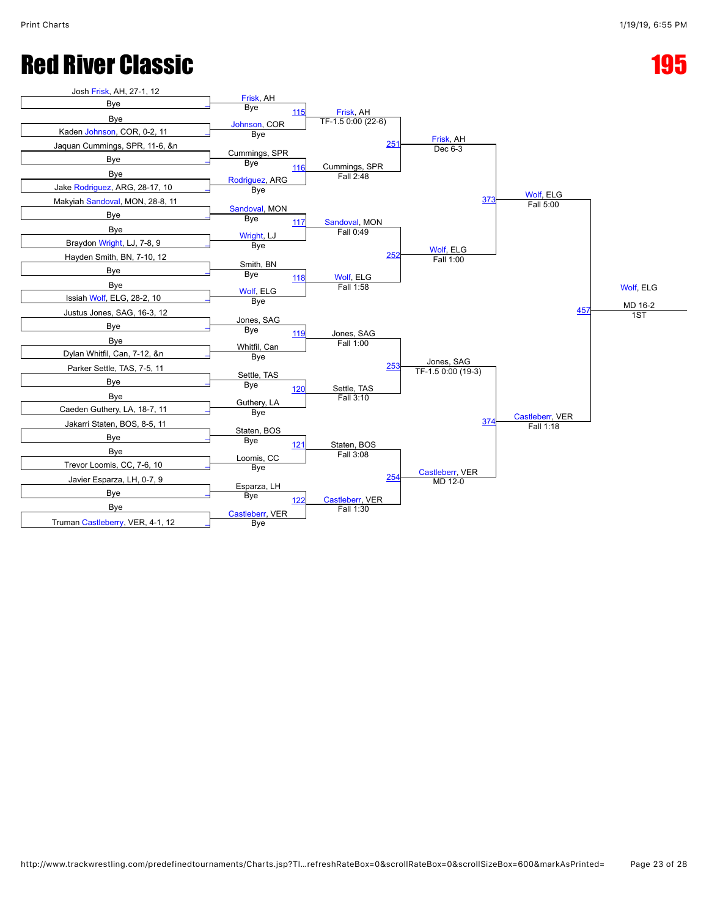# Red River Classic

# 195

Josh Frisk, AH, 27-1, 12
Bye
Bye
Kaden Johnson, COR, 0-2, 11
Jaquan Cummings, SPR, 11-6, &n
Bye
Bye
Jake Rodriguez, ARG, 28-17, 10
Makyiah Sandoval, MON, 28-8, 11
Bye
Bye
Braydon Wright, LJ, 7-8, 9
Hayden Smith, BN, 7-10, 12
Bye
Bye
Issiah Wolf, ELG, 28-2, 10
Justus Jones, SAG, 16-3, 12
Bye
Bye
Dylan Whitfil, Can, 7-12, &n
Parker Settle, TAS, 7-5, 11
Bye
Bye
Caeden Guthery, LA, 18-7, 11
Jakarri Staten, BOS, 8-5, 11
Bye
Bye
Trevor Loomis, CC, 7-6, 10
Javier Esparza, LH, 0-7, 9
Bye
Bye
Truman Castleberry, VER, 4-1, 12

Frisk, AH
Bye
Johnson, COR
Bye
Cummings, SPR
Bye
Rodriguez, ARG
Bye
Sandoval, MON
Bye
Wright, LJ
Bye
Smith, BN
Bye
Wolf, ELG
Bye
Jones, SAG
Bye
Whitfil, Can
Bye
Settle, TAS
Bye
Guthery, LA
Bye
Staten, BOS
Bye
Loomis, CC
Bye
Esparza, LH
Bye
Castleberr, VER
Bye

115
Frisk, AH
TF-1.5 0:00 (22-6)

116
Cummings, SPR
Fall 2:48

117
Sandoval, MON
Fall 0:49

118
Wolf, ELG
Fall 1:58

119
Jones, SAG
Fall 1:00

120
Settle, TAS
Fall 3:10

121
Staten, BOS
Fall 3:08

122
Castleberr, VER
Fall 1:30

251
Frisk, AH
Dec 6-3

252
Wolf, ELG
Fall 1:00

253
Jones, SAG
TF-1.5 0:00 (19-3)

254
Castleberr, VER
MD 12-0

373
Wolf, ELG
Fall 5:00

374
Castleberr, VER
Fall 1:18

457
Wolf, ELG
MD 16-2
1ST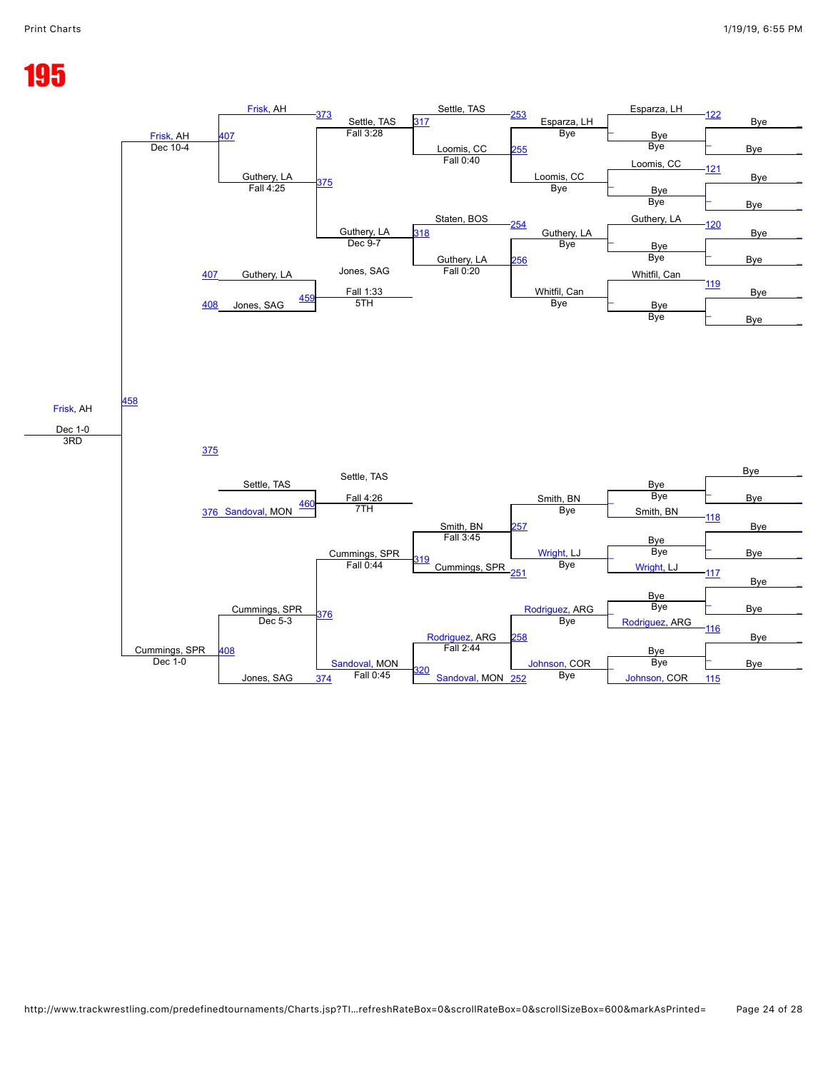# 195

Frisk, AH
373
Settle, TAS
Fall 3:28
317
Settle, TAS
253
Esparza, LH
Bye
Esparza, LH
122
Bye
Bye
Bye
Bye

Frisk, AH
Dec 10-4
407

Loomis, CC
Fall 0:40
255
Loomis, CC
121
Bye
Loomis, CC
Bye
Bye
Bye
Bye

Guthery, LA
Fall 4:25
375

Staten, BOS
254
Guthery, LA
120
Bye
Guthery, LA
Dec 9-7
318
Guthery, LA
Bye
Bye
Bye
Bye

Guthery, LA
Fall 0:20
256
Whitfil, Can
119
Bye

407 Guthery, LA
Jones, SAG
Fall 1:33
5TH
459
408 Jones, SAG

Whitfil, Can
Bye
Bye
Bye
Bye

458

Frisk, AH
Dec 1-0
3RD

375

Settle, TAS
Settle, TAS
Fall 4:26
7TH
460
376 Sandoval, MON

Bye
Bye
Bye
Bye
Smith, BN
Bye
Smith, BN
118
Bye

Smith, BN
Fall 3:45
257
Cummings, SPR
Fall 0:44
319
Cummings, SPR
251
Wright, LJ
Bye
Bye
Bye
Wright, LJ
117
Bye

Cummings, SPR
Dec 5-3
376

Bye
Bye
Rodriguez, ARG
Bye
Rodriguez, ARG
116
Bye

Rodriguez, ARG
Fall 2:44
258

Cummings, SPR
Dec 1-0
408

Sandoval, MON
Fall 0:45
320
Johnson, COR
Bye
Bye
Bye
Johnson, COR
115
Bye

Jones, SAG
374
Sandoval, MON
252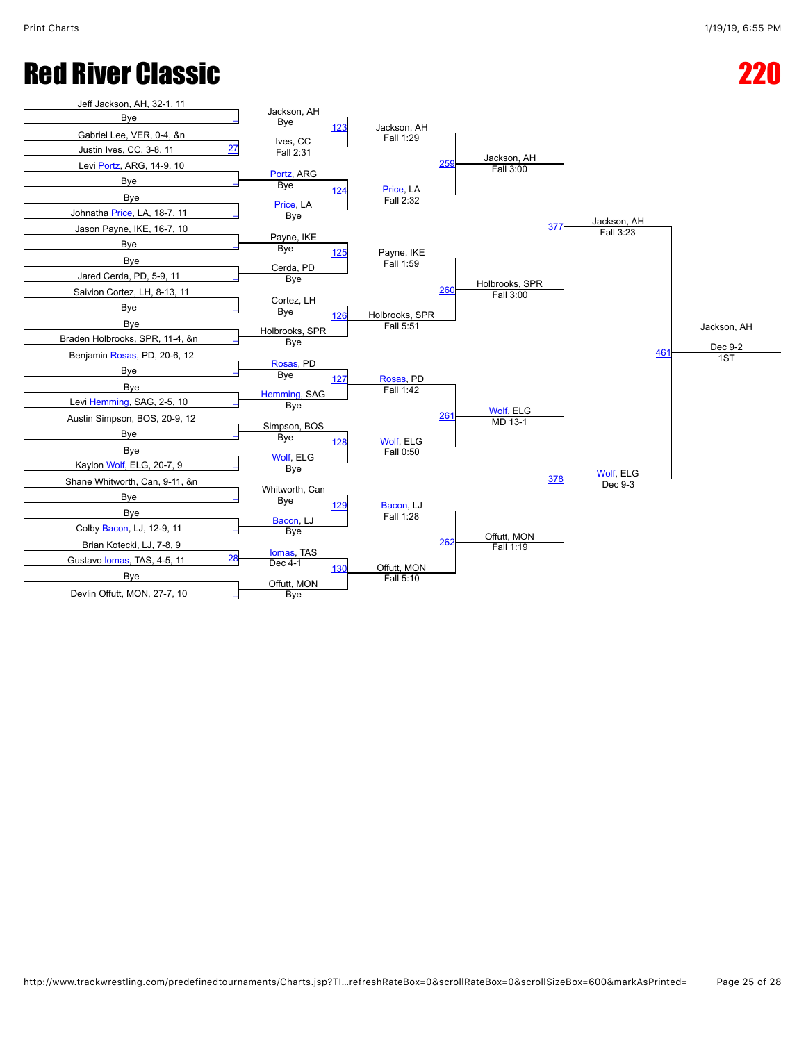# Red River Classic

# 220

Jeff Jackson, AH, 32-1, 11
Bye
Gabriel Lee, VER, 0-4, &n
Justin Ives, CC, 3-8, 11
27
Levi Portz, ARG, 14-9, 10
Bye
Bye
Johnatha Price, LA, 18-7, 11
Jason Payne, IKE, 16-7, 10
Bye
Bye
Jared Cerda, PD, 5-9, 11
Saivion Cortez, LH, 8-13, 11
Bye
Bye
Braden Holbrooks, SPR, 11-4, &n
Benjamin Rosas, PD, 20-6, 12
Bye
Bye
Levi Hemming, SAG, 2-5, 10
Austin Simpson, BOS, 20-9, 12
Bye
Bye
Kaylon Wolf, ELG, 20-7, 9
Shane Whitworth, Can, 9-11, &n
Bye
Bye
Colby Bacon, LJ, 12-9, 11
Brian Kotecki, LJ, 7-8, 9
Gustavo lomas, TAS, 4-5, 11
28
Bye
Devlin Offutt, MON, 27-7, 10

Jackson, AH
Bye
123
Ives, CC
Fall 2:31
Portz, ARG
Bye
124
Price, LA
Bye
Payne, IKE
Bye
125
Cerda, PD
Bye
Cortez, LH
Bye
126
Holbrooks, SPR
Bye
Rosas, PD
Bye
127
Hemming, SAG
Bye
Simpson, BOS
Bye
128
Wolf, ELG
Bye
Whitworth, Can
Bye
129
Bacon, LJ
Bye
lomas, TAS
Dec 4-1
130
Offutt, MON
Bye

Jackson, AH
Fall 1:29
259
Price, LA
Fall 2:32
Payne, IKE
Fall 1:59
260
Holbrooks, SPR
Fall 5:51
Rosas, PD
Fall 1:42
261
Wolf, ELG
Fall 0:50
Bacon, LJ
Fall 1:28
262
Offutt, MON
Fall 5:10

Jackson, AH
Fall 3:00
377
Holbrooks, SPR
Fall 3:00
Wolf, ELG
MD 13-1
378
Offutt, MON
Fall 1:19

Jackson, AH
Fall 3:23
461
Wolf, ELG
Dec 9-3

Jackson, AH
Dec 9-2
1ST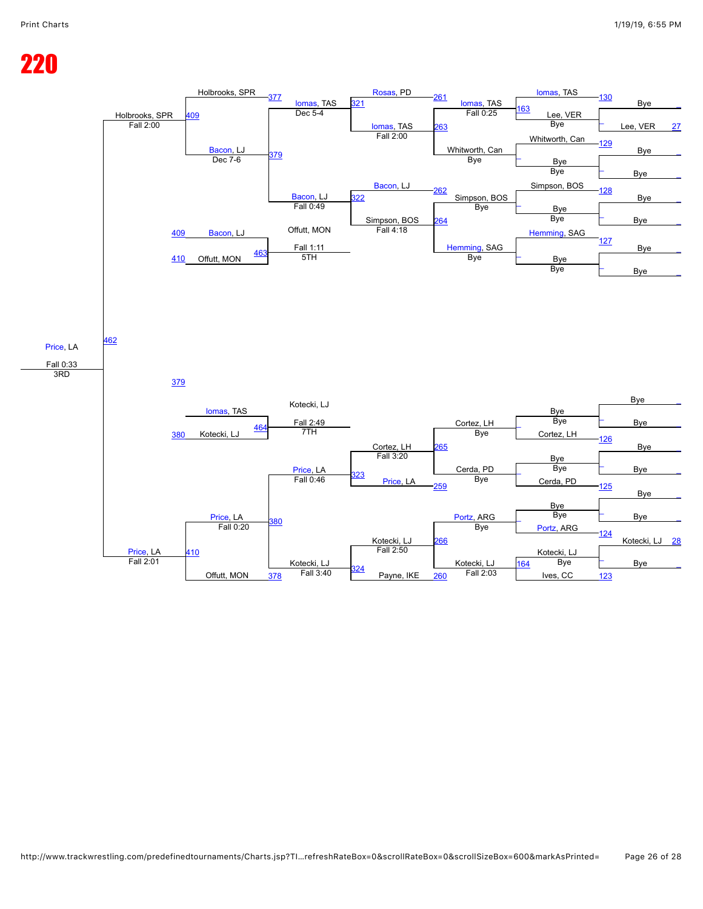# 220

Holbrooks, SPR
377
Iomas, TAS
Dec 5-4
321
Rosas, PD
261
Iomas, TAS
Fall 0:25
163
Iomas, TAS
130
Bye
Lee, VER
Bye
Lee, VER
27

Holbrooks, SPR
Fall 2:00
409

Iomas, TAS
Fall 2:00
263
Whitworth, Can
129
Bye
Whitworth, Can
Bye
Bye
Bye
Bye

Bacon, LJ
Dec 7-6
379

Bacon, LJ
262
Simpson, BOS
128
Bye
Simpson, BOS
Bye
Bye
Bye
Bye

Bacon, LJ
Fall 0:49
322

Simpson, BOS
Fall 4:18
264
Hemming, SAG
127
Bye
Hemming, SAG
Bye
Bye
Bye
Bye

409 Bacon, LJ
410 Offutt, MON
463
Offutt, MON
Fall 1:11
5TH

Price, LA
Fall 0:33
3RD
462

379

Iomas, TAS
380 Kotecki, LJ
464
Kotecki, LJ
Fall 2:49
7TH

Bye
Bye
Bye
Cortez, LH
Bye
Cortez, LH
126
Bye

Cortez, LH
Fall 3:20
265
Bye
Bye
Bye
Cerda, PD
Bye
Cerda, PD
125
Bye

Price, LA
Fall 0:46
323
Price, LA
259

Bye
Bye
Bye
Portz, ARG
Bye
Portz, ARG
124
Kotecki, LJ
28

Price, LA
Fall 0:20
380

Kotecki, LJ
Fall 2:50
266

Price, LA
Fall 2:01
410

Kotecki, LJ
Fall 3:40
324
Kotecki, LJ
Fall 2:03
164
Kotecki, LJ
Bye
Bye

Offutt, MON
378
Payne, IKE
260
Ives, CC
123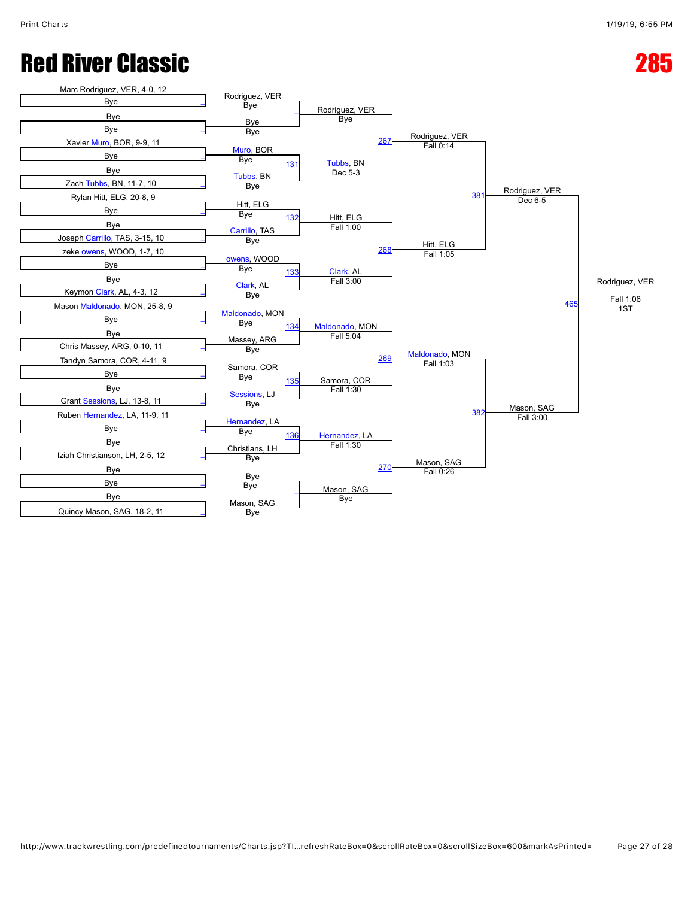# Red River Classic

# 285

Marc Rodriguez, VER, 4-0, 12
Bye
Bye
Bye
Xavier Muro, BOR, 9-9, 11
Bye
Bye
Zach Tubbs, BN, 11-7, 10
Rylan Hitt, ELG, 20-8, 9
Bye
Bye
Joseph Carrillo, TAS, 3-15, 10
zeke owens, WOOD, 1-7, 10
Bye
Bye
Keymon Clark, AL, 4-3, 12
Mason Maldonado, MON, 25-8, 9
Bye
Bye
Chris Massey, ARG, 0-10, 11
Tandyn Samora, COR, 4-11, 9
Bye
Bye
Grant Sessions, LJ, 13-8, 11
Ruben Hernandez, LA, 11-9, 11
Bye
Bye
Iziah Christianson, LH, 2-5, 12
Bye
Bye
Bye
Quincy Mason, SAG, 18-2, 11

Rodriguez, VER
Bye
Bye
Bye
Muro, BOR
Bye
131
Tubbs, BN
Bye
Hitt, ELG
Bye
132
Carrillo, TAS
Bye
owens, WOOD
Bye
133
Clark, AL
Bye
Maldonado, MON
Bye
134
Massey, ARG
Bye
Samora, COR
Bye
135
Sessions, LJ
Bye
Hernandez, LA
Bye
136
Christians, LH
Bye
Bye
Bye
Mason, SAG
Bye

Rodriguez, VER
Bye
267
Tubbs, BN
Dec 5-3
Hitt, ELG
Fall 1:00
268
Clark, AL
Fall 3:00
Maldonado, MON
Fall 5:04
269
Samora, COR
Fall 1:30
Hernandez, LA
Fall 1:30
270
Mason, SAG
Bye

Rodriguez, VER
Fall 0:14
381
Hitt, ELG
Fall 1:05
Maldonado, MON
Fall 1:03
382
Mason, SAG
Fall 0:26

Rodriguez, VER
Dec 6-5
465
Mason, SAG
Fall 3:00

Rodriguez, VER
Fall 1:06
1ST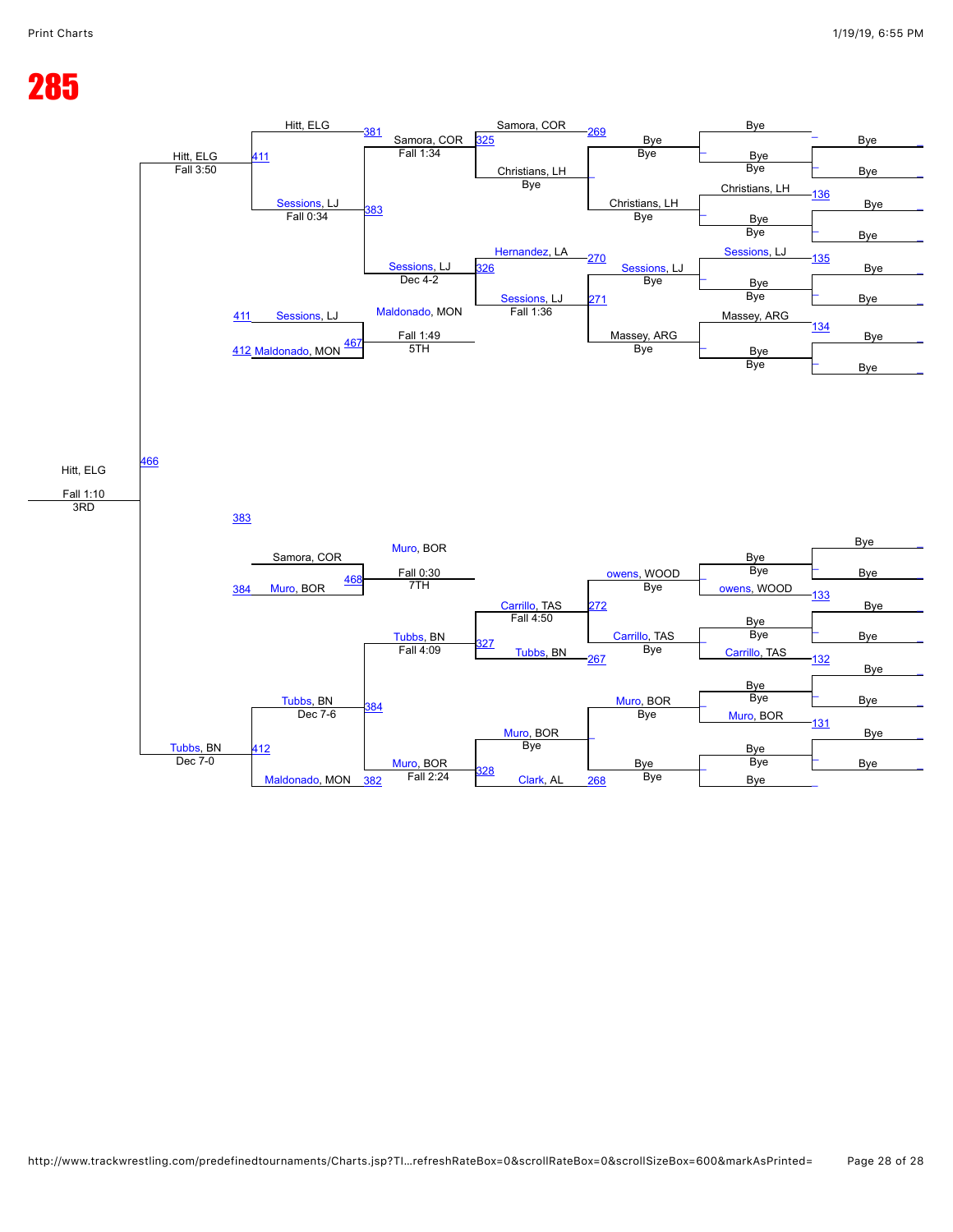# 285

Hitt, ELG
381
Samora, COR
Fall 1:34
325
Samora, COR
269
Bye
Bye
Bye
Bye
Bye
Bye
Bye

Hitt, ELG
Fall 3:50
411

Christians, LH
Bye

Christians, LH
136
Bye
Bye

Sessions, LJ
Fall 0:34
383

Christians, LH
Bye
Bye
Bye
Bye

Hernandez, LA
270
Sessions, LJ
135
Bye

Sessions, LJ
Dec 4-2
326
Sessions, LJ
Bye
Bye
Bye
Bye

Sessions, LJ
Fall 1:36
271

411 Sessions, LJ
Maldonado, MON
Massey, ARG
134
Bye

Fall 1:49
467
5TH
Massey, ARG
Bye
Bye
Bye
Bye

412 Maldonado, MON

466
Hitt, ELG
Fall 1:10
3RD

383

Bye
Muro, BOR
Bye
Samora, COR
Fall 0:30
owens, WOOD
Bye
Bye
468
7TH
Bye
384 Muro, BOR
owens, WOOD
133
Bye

Carrillo, TAS
Fall 4:50
272
Bye
Bye
Tubbs, BN
Carrillo, TAS
Bye
Bye

Fall 4:09
327
Tubbs, BN
267
Carrillo, TAS
132
Bye

Bye
Tubbs, BN
Dec 7-6
384
Muro, BOR
Bye
Bye
Bye
Muro, BOR
Bye
Muro, BOR
131
Bye

Tubbs, BN
Dec 7-0
412
Bye
Bye
Bye
Muro, BOR
Fall 2:24
328
Clark, AL
268
Bye
Bye
Maldonado, MON
382
Bye